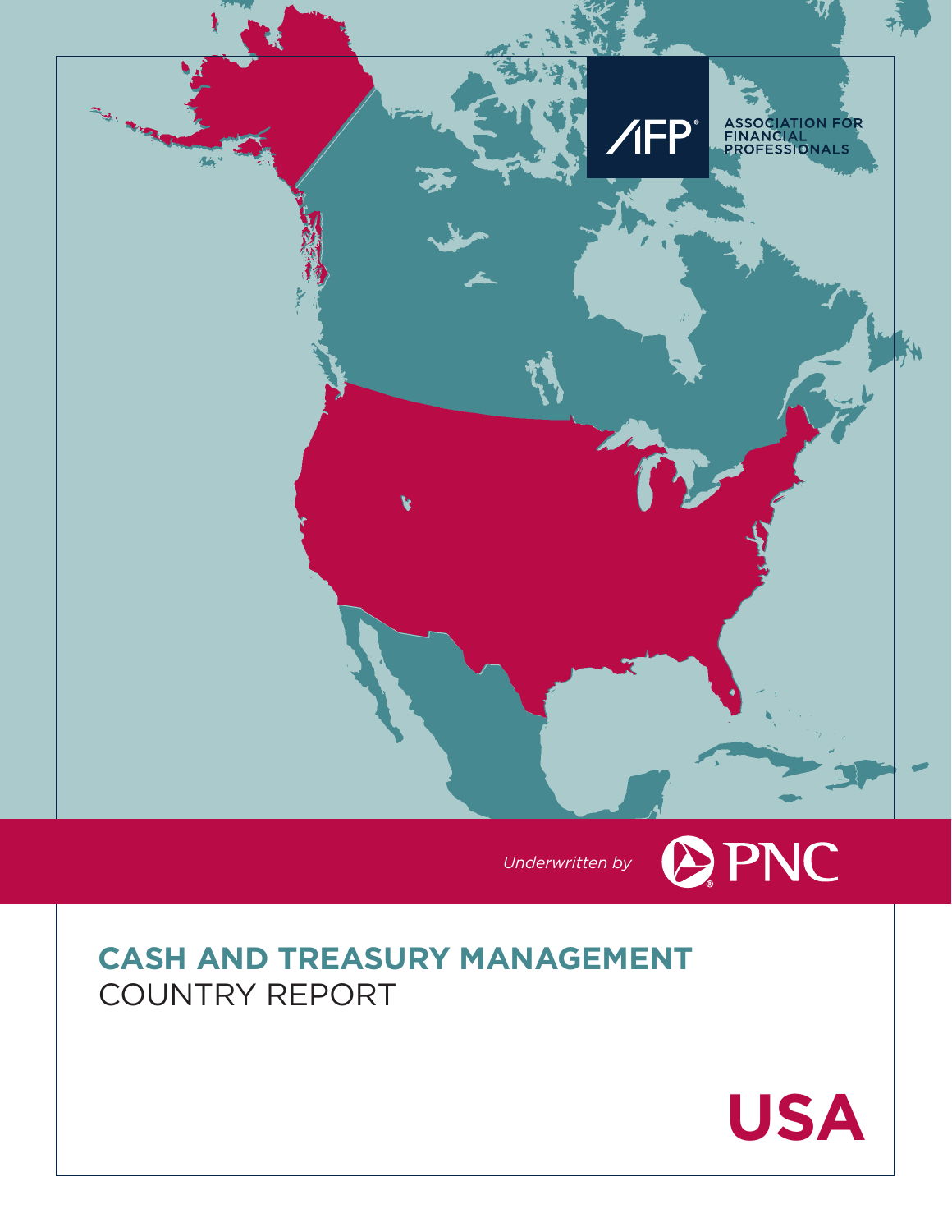ASSOCIATION FOR FINANCIAL PROFESSIONALS

*Underwritten by* PNC

# CASH AND TREASURY MANAGEMENT COUNTRY REPORT

# USA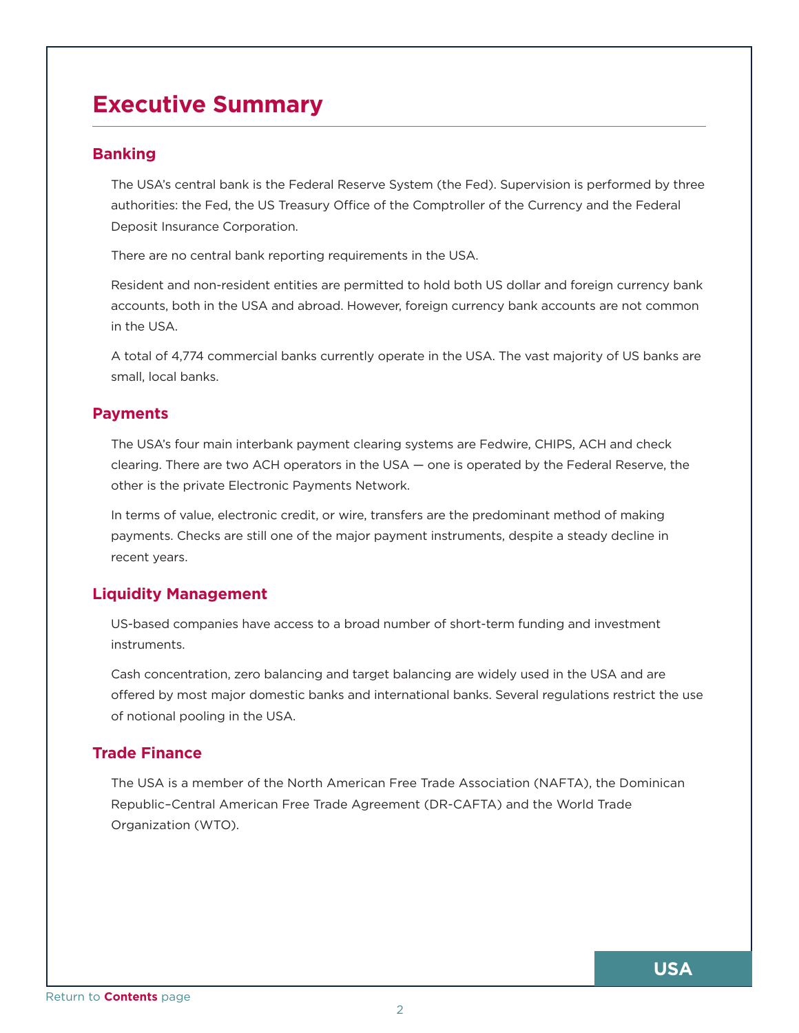# Executive Summary

## Banking

The USA's central bank is the Federal Reserve System (the Fed). Supervision is performed by three authorities: the Fed, the US Treasury Office of the Comptroller of the Currency and the Federal Deposit Insurance Corporation.

There are no central bank reporting requirements in the USA.

Resident and non-resident entities are permitted to hold both US dollar and foreign currency bank accounts, both in the USA and abroad. However, foreign currency bank accounts are not common in the USA.

A total of 4,774 commercial banks currently operate in the USA. The vast majority of US banks are small, local banks.

## Payments

The USA's four main interbank payment clearing systems are Fedwire, CHIPS, ACH and check clearing. There are two ACH operators in the USA — one is operated by the Federal Reserve, the other is the private Electronic Payments Network.

In terms of value, electronic credit, or wire, transfers are the predominant method of making payments. Checks are still one of the major payment instruments, despite a steady decline in recent years.

## Liquidity Management

US-based companies have access to a broad number of short-term funding and investment instruments.

Cash concentration, zero balancing and target balancing are widely used in the USA and are offered by most major domestic banks and international banks. Several regulations restrict the use of notional pooling in the USA.

## Trade Finance

The USA is a member of the North American Free Trade Association (NAFTA), the Dominican Republic–Central American Free Trade Agreement (DR-CAFTA) and the World Trade Organization (WTO).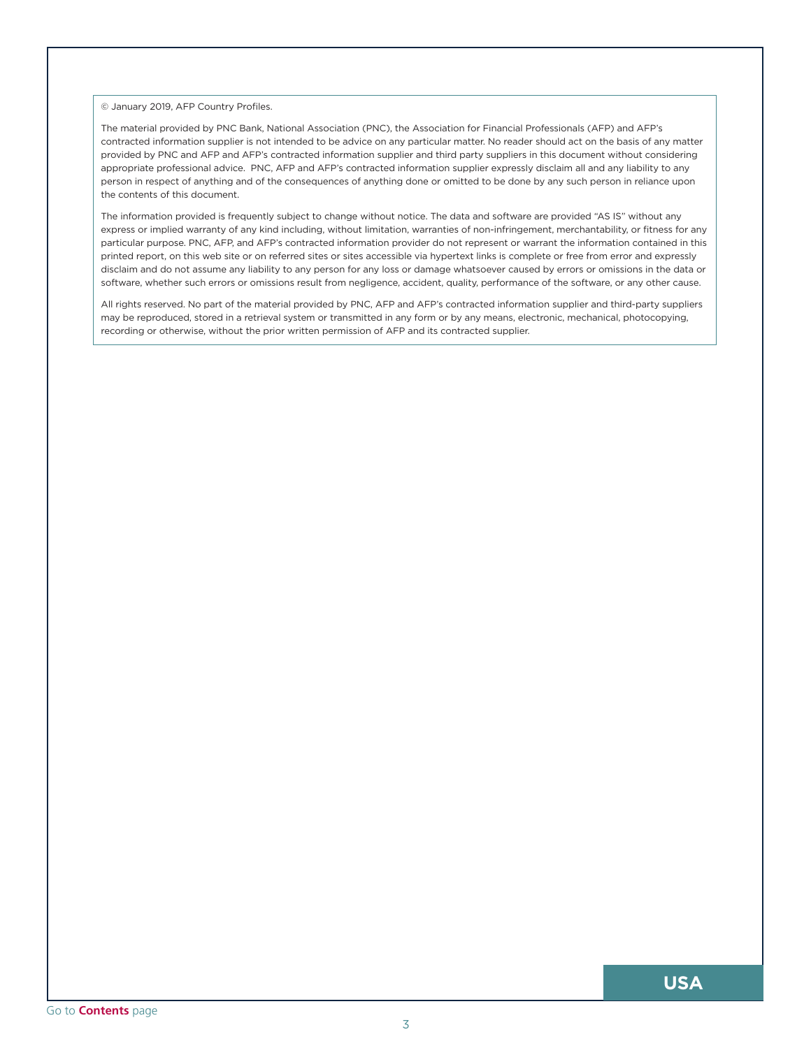© January 2019, AFP Country Profiles.

The material provided by PNC Bank, National Association (PNC), the Association for Financial Professionals (AFP) and AFP's contracted information supplier is not intended to be advice on any particular matter. No reader should act on the basis of any matter provided by PNC and AFP and AFP's contracted information supplier and third party suppliers in this document without considering appropriate professional advice. PNC, AFP and AFP's contracted information supplier expressly disclaim all and any liability to any person in respect of anything and of the consequences of anything done or omitted to be done by any such person in reliance upon the contents of this document.

The information provided is frequently subject to change without notice. The data and software are provided "AS IS" without any express or implied warranty of any kind including, without limitation, warranties of non-infringement, merchantability, or fitness for any particular purpose. PNC, AFP, and AFP's contracted information provider do not represent or warrant the information contained in this printed report, on this web site or on referred sites or sites accessible via hypertext links is complete or free from error and expressly disclaim and do not assume any liability to any person for any loss or damage whatsoever caused by errors or omissions in the data or software, whether such errors or omissions result from negligence, accident, quality, performance of the software, or any other cause.

All rights reserved. No part of the material provided by PNC, AFP and AFP's contracted information supplier and third-party suppliers may be reproduced, stored in a retrieval system or transmitted in any form or by any means, electronic, mechanical, photocopying, recording or otherwise, without the prior written permission of AFP and its contracted supplier.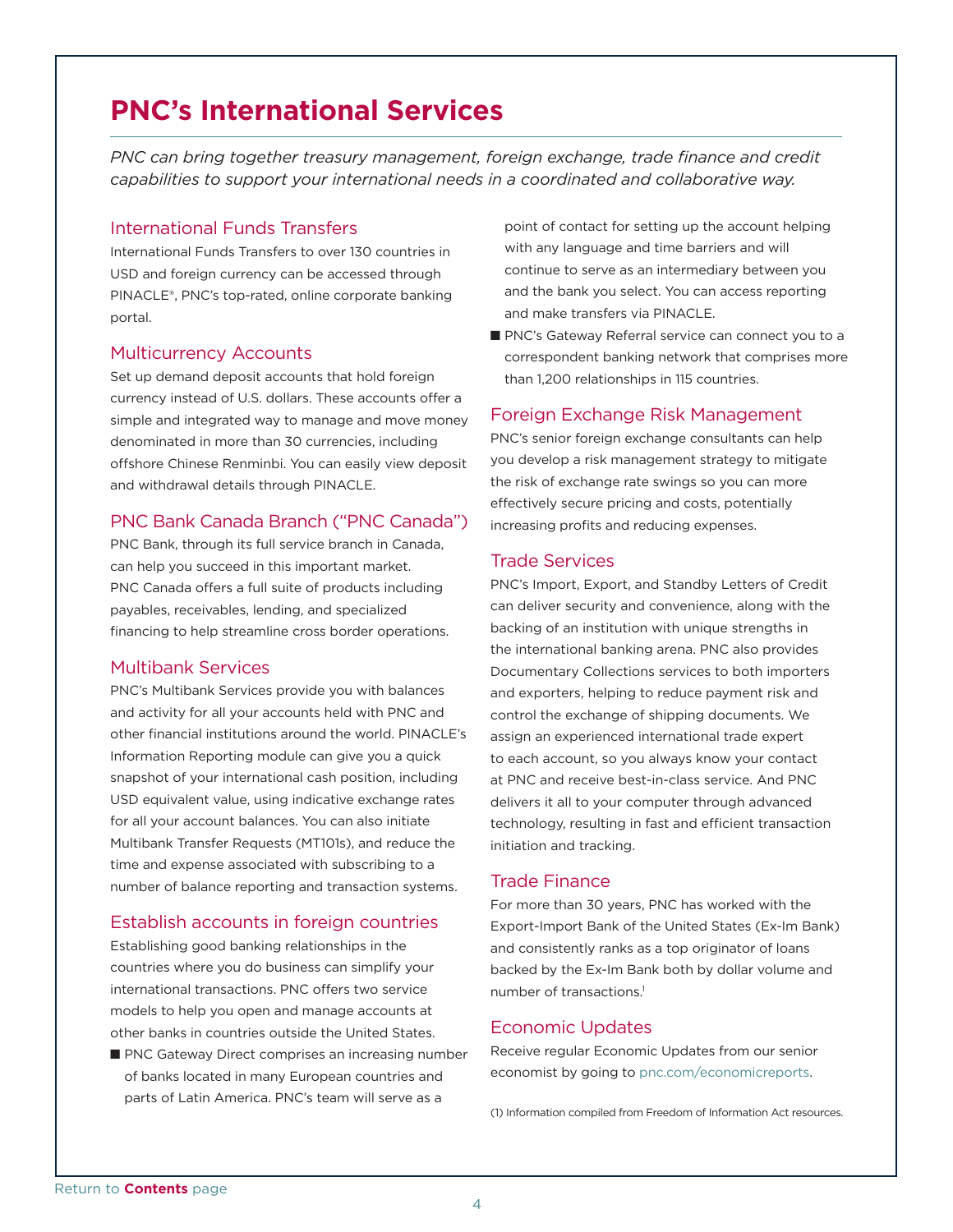# PNC's International Services

*PNC can bring together treasury management, foreign exchange, trade finance and credit capabilities to support your international needs in a coordinated and collaborative way.*

## International Funds Transfers

International Funds Transfers to over 130 countries in USD and foreign currency can be accessed through PINACLE®, PNC's top-rated, online corporate banking portal.

## Multicurrency Accounts

Set up demand deposit accounts that hold foreign currency instead of U.S. dollars. These accounts offer a simple and integrated way to manage and move money denominated in more than 30 currencies, including offshore Chinese Renminbi. You can easily view deposit and withdrawal details through PINACLE.

## PNC Bank Canada Branch ("PNC Canada")

PNC Bank, through its full service branch in Canada, can help you succeed in this important market. PNC Canada offers a full suite of products including payables, receivables, lending, and specialized financing to help streamline cross border operations.

## Multibank Services

PNC's Multibank Services provide you with balances and activity for all your accounts held with PNC and other financial institutions around the world. PINACLE's Information Reporting module can give you a quick snapshot of your international cash position, including USD equivalent value, using indicative exchange rates for all your account balances. You can also initiate Multibank Transfer Requests (MT101s), and reduce the time and expense associated with subscribing to a number of balance reporting and transaction systems.

## Establish accounts in foreign countries

Establishing good banking relationships in the countries where you do business can simplify your international transactions. PNC offers two service models to help you open and manage accounts at other banks in countries outside the United States.

- PNC Gateway Direct comprises an increasing number of banks located in many European countries and parts of Latin America. PNC's team will serve as a point of contact for setting up the account helping with any language and time barriers and will continue to serve as an intermediary between you and the bank you select. You can access reporting and make transfers via PINACLE.
- PNC's Gateway Referral service can connect you to a correspondent banking network that comprises more than 1,200 relationships in 115 countries.

## Foreign Exchange Risk Management

PNC's senior foreign exchange consultants can help you develop a risk management strategy to mitigate the risk of exchange rate swings so you can more effectively secure pricing and costs, potentially increasing profits and reducing expenses.

## Trade Services

PNC's Import, Export, and Standby Letters of Credit can deliver security and convenience, along with the backing of an institution with unique strengths in the international banking arena. PNC also provides Documentary Collections services to both importers and exporters, helping to reduce payment risk and control the exchange of shipping documents. We assign an experienced international trade expert to each account, so you always know your contact at PNC and receive best-in-class service. And PNC delivers it all to your computer through advanced technology, resulting in fast and efficient transaction initiation and tracking.

## Trade Finance

For more than 30 years, PNC has worked with the Export-Import Bank of the United States (Ex-Im Bank) and consistently ranks as a top originator of loans backed by the Ex-Im Bank both by dollar volume and number of transactions.[1]

## Economic Updates

Receive regular Economic Updates from our senior economist by going to pnc.com/economicreports.

(1) Information compiled from Freedom of Information Act resources.

Return to **Contents** page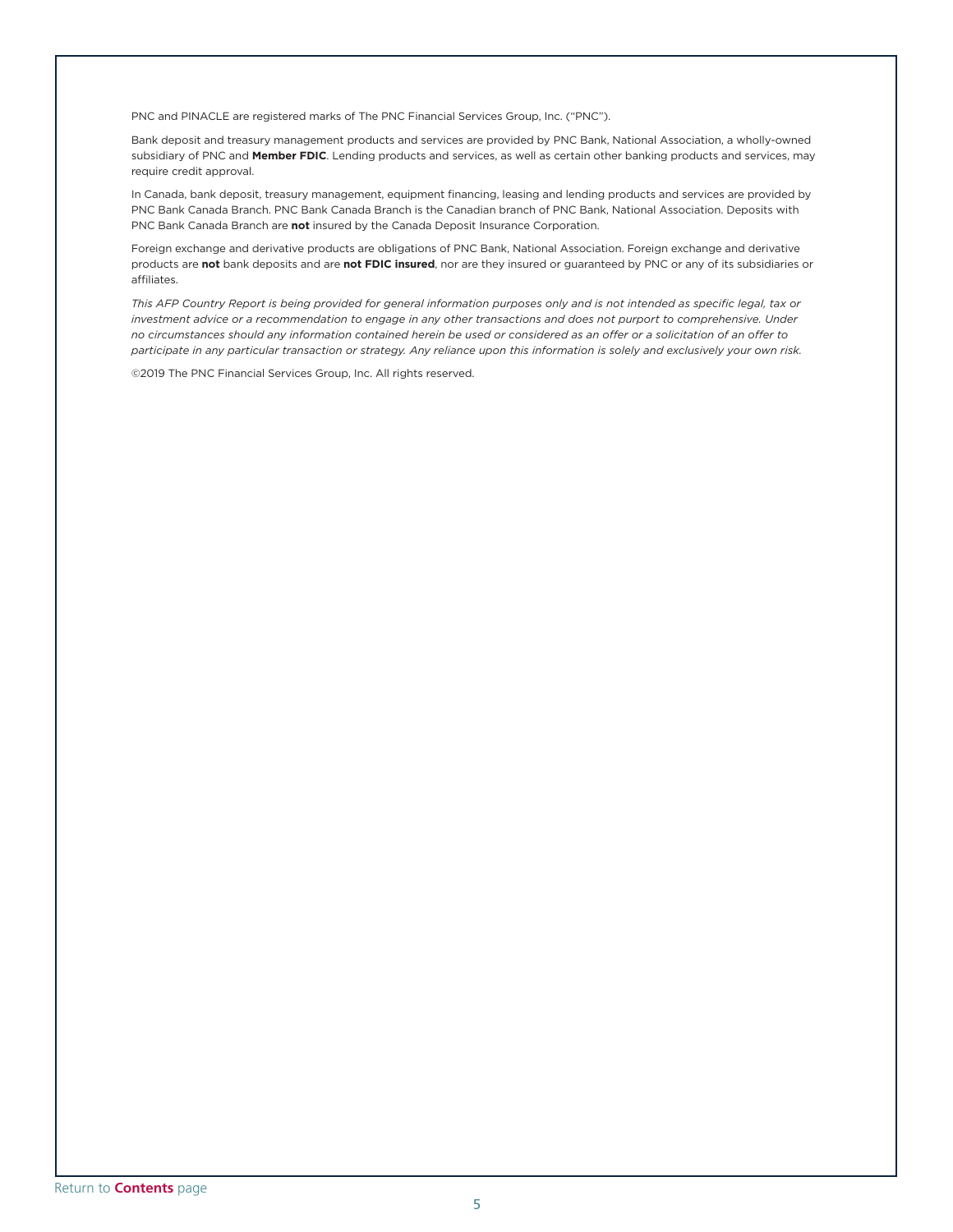PNC and PINACLE are registered marks of The PNC Financial Services Group, Inc. ("PNC").

Bank deposit and treasury management products and services are provided by PNC Bank, National Association, a wholly-owned subsidiary of PNC and **Member FDIC**. Lending products and services, as well as certain other banking products and services, may require credit approval.

In Canada, bank deposit, treasury management, equipment financing, leasing and lending products and services are provided by PNC Bank Canada Branch. PNC Bank Canada Branch is the Canadian branch of PNC Bank, National Association. Deposits with PNC Bank Canada Branch are **not** insured by the Canada Deposit Insurance Corporation.

Foreign exchange and derivative products are obligations of PNC Bank, National Association. Foreign exchange and derivative products are **not** bank deposits and are **not FDIC insured**, nor are they insured or guaranteed by PNC or any of its subsidiaries or affiliates.

*This AFP Country Report is being provided for general information purposes only and is not intended as specific legal, tax or investment advice or a recommendation to engage in any other transactions and does not purport to comprehensive. Under no circumstances should any information contained herein be used or considered as an offer or a solicitation of an offer to participate in any particular transaction or strategy. Any reliance upon this information is solely and exclusively your own risk.*

©2019 The PNC Financial Services Group, Inc. All rights reserved.

Return to **Contents** page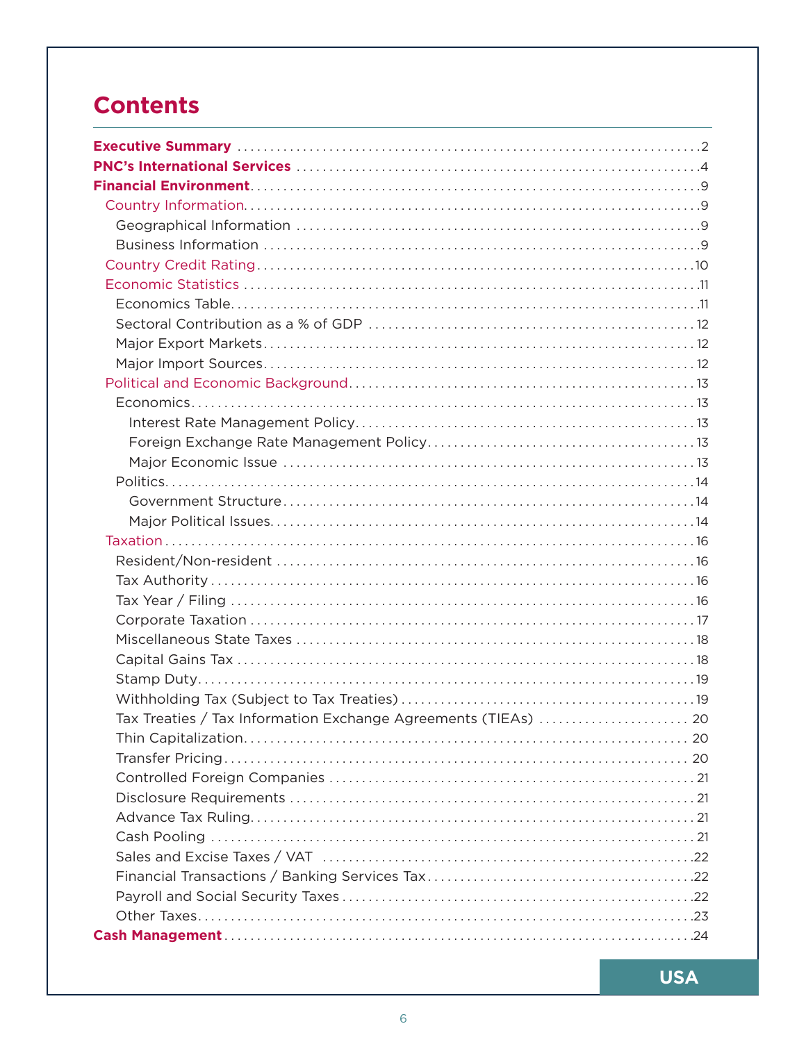# Contents

**Executive Summary** ........ 2

**PNC's International Services** ........ 4

**Financial Environment** ........ 9

- Country Information ........ 9
  - Geographical Information ........ 9
  - Business Information ........ 9
- Country Credit Rating ........ 10
- Economic Statistics ........ 11
  - Economics Table ........ 11
  - Sectoral Contribution as a % of GDP ........ 12
  - Major Export Markets ........ 12
  - Major Import Sources ........ 12
- Political and Economic Background ........ 13
  - Economics ........ 13
    - Interest Rate Management Policy ........ 13
    - Foreign Exchange Rate Management Policy ........ 13
    - Major Economic Issue ........ 13
  - Politics ........ 14
    - Government Structure ........ 14
    - Major Political Issues ........ 14
- Taxation ........ 16
  - Resident/Non-resident ........ 16
  - Tax Authority ........ 16
  - Tax Year / Filing ........ 16
  - Corporate Taxation ........ 17
  - Miscellaneous State Taxes ........ 18
  - Capital Gains Tax ........ 18
  - Stamp Duty ........ 19
  - Withholding Tax (Subject to Tax Treaties) ........ 19
  - Tax Treaties / Tax Information Exchange Agreements (TIEAs) ........ 20
  - Thin Capitalization ........ 20
  - Transfer Pricing ........ 20
  - Controlled Foreign Companies ........ 21
  - Disclosure Requirements ........ 21
  - Advance Tax Ruling ........ 21
  - Cash Pooling ........ 21
  - Sales and Excise Taxes / VAT ........ 22
  - Financial Transactions / Banking Services Tax ........ 22
  - Payroll and Social Security Taxes ........ 22
  - Other Taxes ........ 23

**Cash Management** ........ 24

USA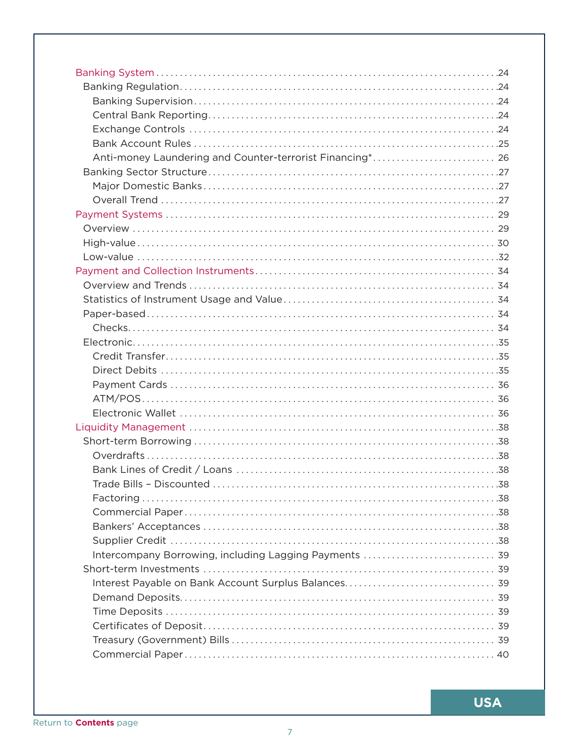- Banking System .....24
  - Banking Regulation .....24
    - Banking Supervision .....24
    - Central Bank Reporting .....24
    - Exchange Controls .....24
    - Bank Account Rules .....25
    - Anti-money Laundering and Counter-terrorist Financing* .....26
  - Banking Sector Structure .....27
    - Major Domestic Banks .....27
    - Overall Trend .....27
- Payment Systems .....29
  - Overview .....29
  - High-value .....30
  - Low-value .....32
- Payment and Collection Instruments .....34
  - Overview and Trends .....34
  - Statistics of Instrument Usage and Value .....34
  - Paper-based .....34
    - Checks .....34
  - Electronic .....35
    - Credit Transfer .....35
    - Direct Debits .....35
    - Payment Cards .....36
    - ATM/POS .....36
    - Electronic Wallet .....36
- Liquidity Management .....38
  - Short-term Borrowing .....38
    - Overdrafts .....38
    - Bank Lines of Credit / Loans .....38
    - Trade Bills – Discounted .....38
    - Factoring .....38
    - Commercial Paper .....38
    - Bankers' Acceptances .....38
    - Supplier Credit .....38
    - Intercompany Borrowing, including Lagging Payments .....39
  - Short-term Investments .....39
    - Interest Payable on Bank Account Surplus Balances .....39
    - Demand Deposits .....39
    - Time Deposits .....39
    - Certificates of Deposit .....39
    - Treasury (Government) Bills .....39
    - Commercial Paper .....40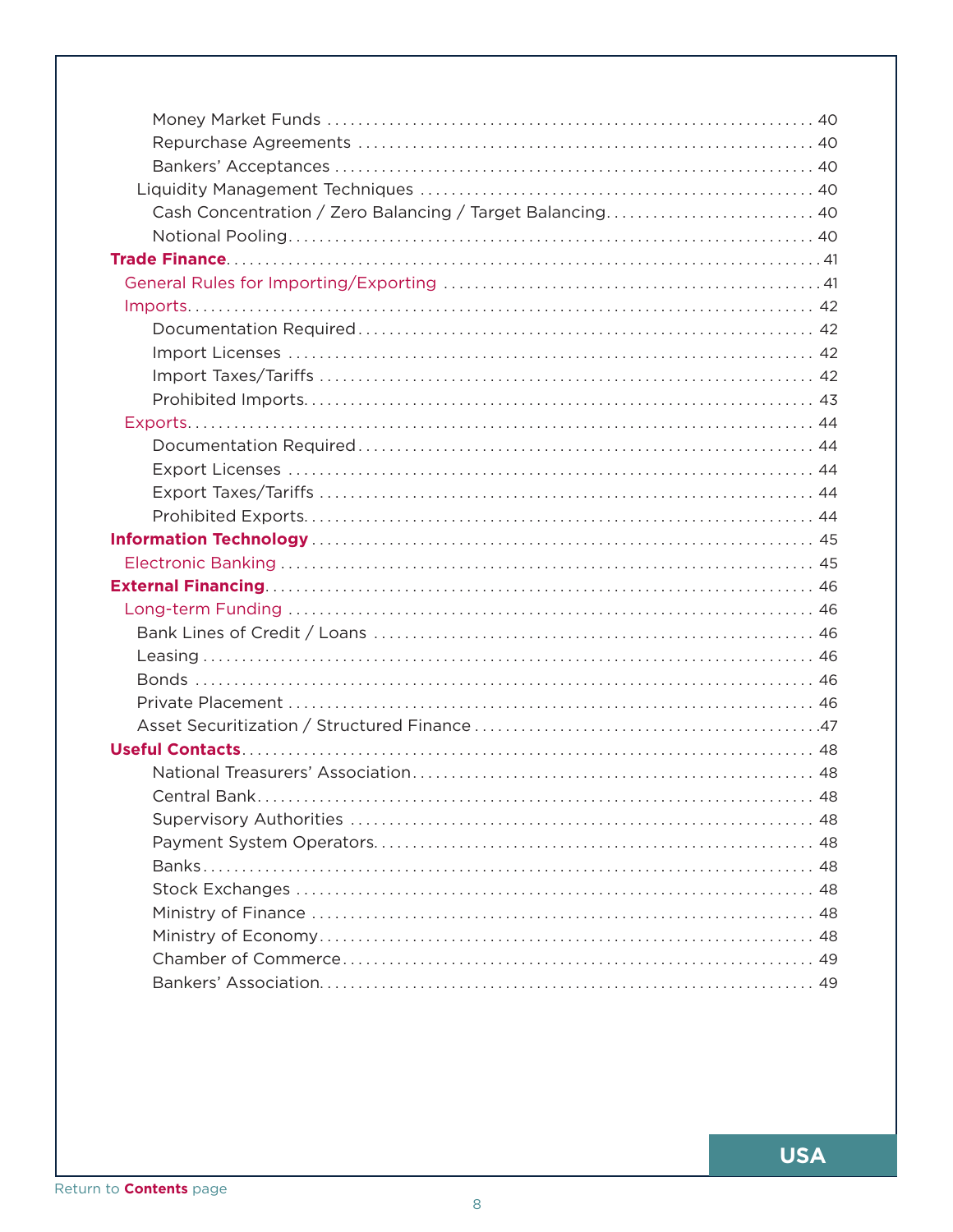- Money Market Funds ........ 40
- Repurchase Agreements ........ 40
- Bankers' Acceptances ........ 40
- Liquidity Management Techniques ........ 40
- Cash Concentration / Zero Balancing / Target Balancing ........ 40
- Notional Pooling ........ 40

**Trade Finance** ........ 41

- General Rules for Importing/Exporting ........ 41
- Imports ........ 42
  - Documentation Required ........ 42
  - Import Licenses ........ 42
  - Import Taxes/Tariffs ........ 42
  - Prohibited Imports ........ 43
- Exports ........ 44
  - Documentation Required ........ 44
  - Export Licenses ........ 44
  - Export Taxes/Tariffs ........ 44
  - Prohibited Exports ........ 44

**Information Technology** ........ 45

- Electronic Banking ........ 45

**External Financing** ........ 46

- Long-term Funding ........ 46
  - Bank Lines of Credit / Loans ........ 46
  - Leasing ........ 46
  - Bonds ........ 46
  - Private Placement ........ 46
  - Asset Securitization / Structured Finance ........ 47

**Useful Contacts** ........ 48

- National Treasurers' Association ........ 48
- Central Bank ........ 48
- Supervisory Authorities ........ 48
- Payment System Operators ........ 48
- Banks ........ 48
- Stock Exchanges ........ 48
- Ministry of Finance ........ 48
- Ministry of Economy ........ 48
- Chamber of Commerce ........ 49
- Bankers' Association ........ 49

USA

Return to **Contents** page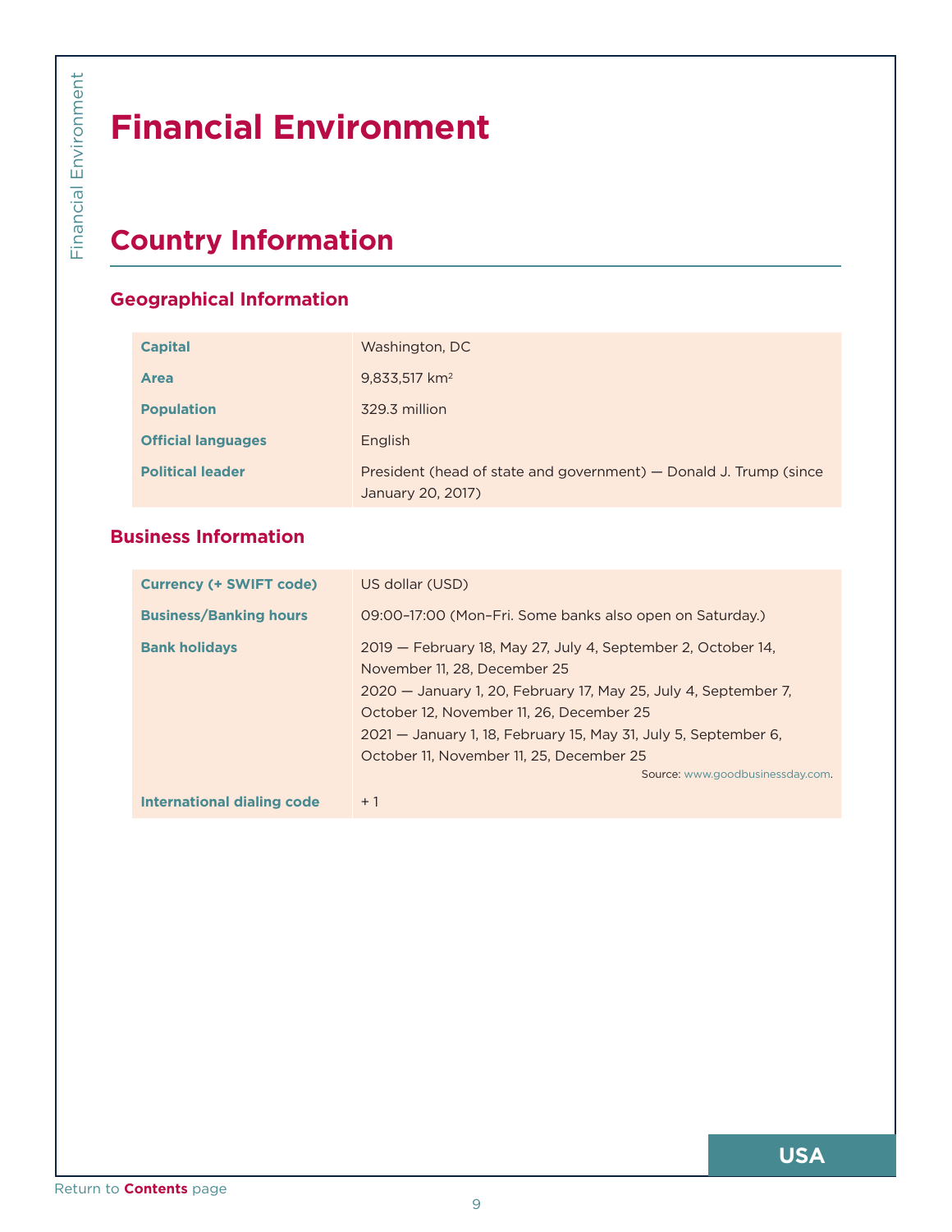# Financial Environment

## Country Information

### Geographical Information

| | |
|---|---|
| **Capital** | Washington, DC |
| **Area** | 9,833,517 km$^2$ |
| **Population** | 329.3 million |
| **Official languages** | English |
| **Political leader** | President (head of state and government) — Donald J. Trump (since January 20, 2017) |

### Business Information

| | |
|---|---|
| **Currency (+ SWIFT code)** | US dollar (USD) |
| **Business/Banking hours** | 09:00–17:00 (Mon–Fri. Some banks also open on Saturday.) |
| **Bank holidays** | 2019 — February 18, May 27, July 4, September 2, October 14, November 11, 28, December 25<br>2020 — January 1, 20, February 17, May 25, July 4, September 7, October 12, November 11, 26, December 25<br>2021 — January 1, 18, February 15, May 31, July 5, September 6, October 11, November 11, 25, December 25<br>Source: www.goodbusinessday.com. |
| **International dialing code** | + 1 |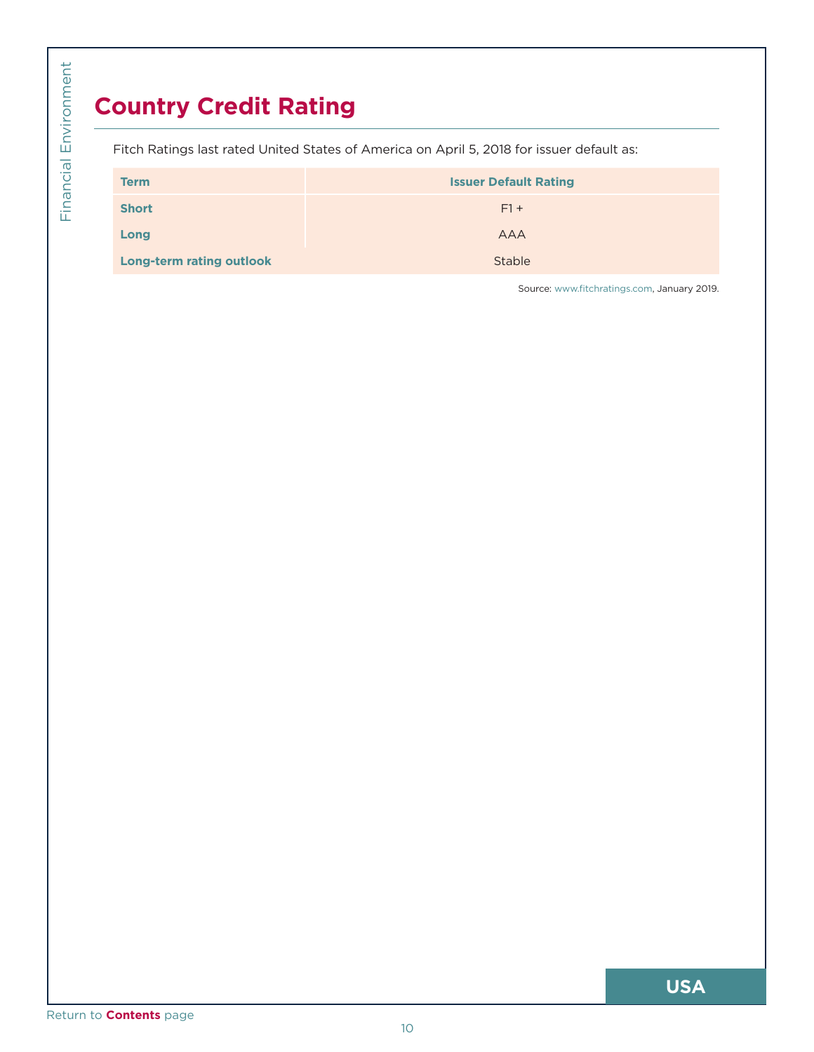# Country Credit Rating

Fitch Ratings last rated United States of America on April 5, 2018 for issuer default as:

| Term | Issuer Default Rating |
|---|---|
| Short | F1 + |
| Long | AAA |
| Long-term rating outlook | Stable |

Source: www.fitchratings.com, January 2019.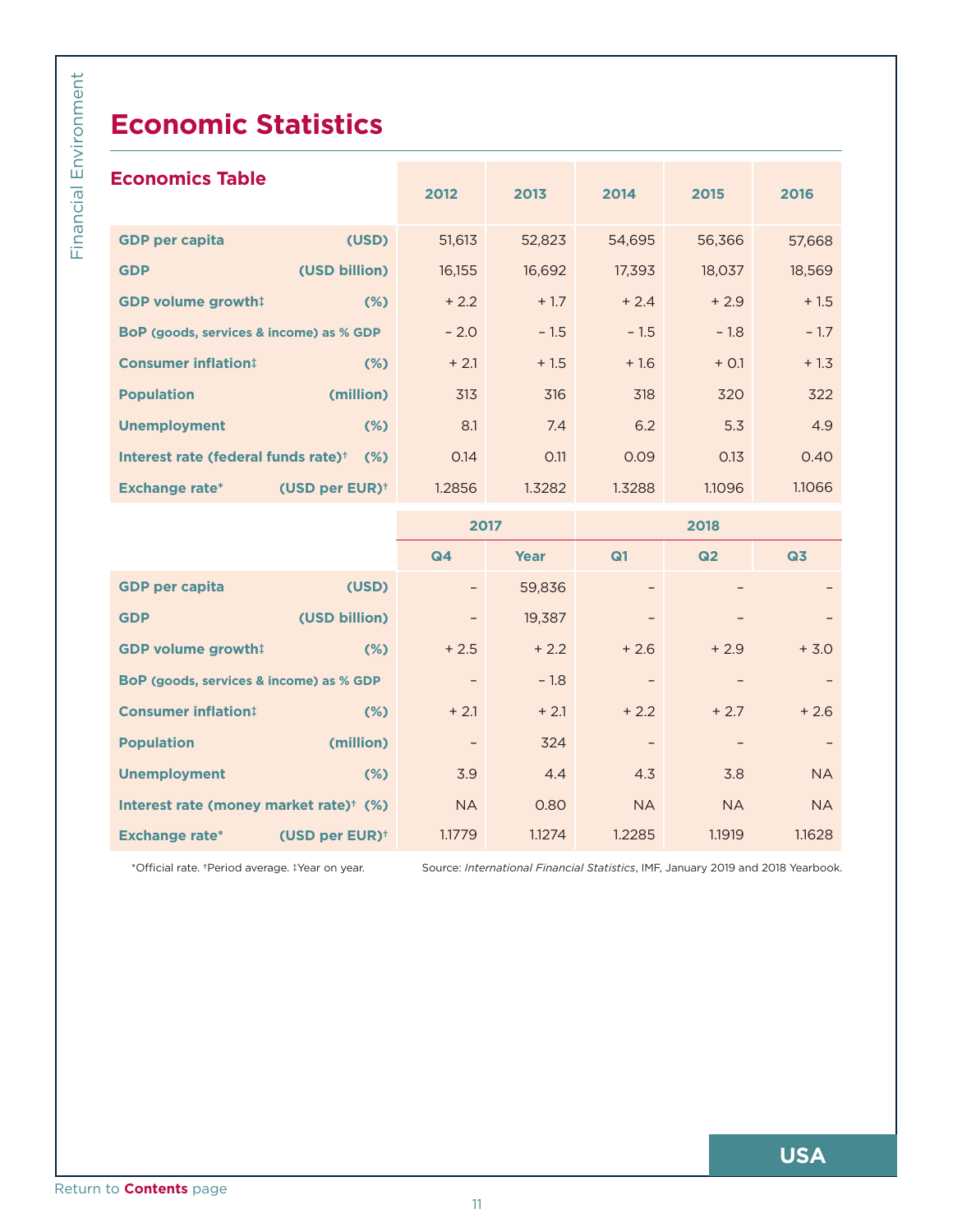# Economic Statistics

## Economics Table

| | | 2012 | 2013 | 2014 | 2015 | 2016 |
|---|---|---|---|---|---|---|
| **GDP per capita** | **(USD)** | 51,613 | 52,823 | 54,695 | 56,366 | 57,668 |
| **GDP** | **(USD billion)** | 16,155 | 16,692 | 17,393 | 18,037 | 18,569 |
| **GDP volume growth‡** | **(%)** | + 2.2 | + 1.7 | + 2.4 | + 2.9 | + 1.5 |
| **BoP (goods, services & income) as % GDP** | | – 2.0 | – 1.5 | – 1.5 | – 1.8 | – 1.7 |
| **Consumer inflation‡** | **(%)** | + 2.1 | + 1.5 | + 1.6 | + 0.1 | + 1.3 |
| **Population** | **(million)** | 313 | 316 | 318 | 320 | 322 |
| **Unemployment** | **(%)** | 8.1 | 7.4 | 6.2 | 5.3 | 4.9 |
| **Interest rate (federal funds rate)†** | **(%)** | 0.14 | 0.11 | 0.09 | 0.13 | 0.40 |
| **Exchange rate*** | **(USD per EUR)†** | 1.2856 | 1.3282 | 1.3288 | 1.1096 | 1.1066 |

| | | 2017 | | 2018 | | |
|---|---|---|---|---|---|---|
| | | Q4 | Year | Q1 | Q2 | Q3 |
| **GDP per capita** | **(USD)** | – | 59,836 | – | – | – |
| **GDP** | **(USD billion)** | – | 19,387 | – | – | – |
| **GDP volume growth‡** | **(%)** | + 2.5 | + 2.2 | + 2.6 | + 2.9 | + 3.0 |
| **BoP (goods, services & income) as % GDP** | | – | – 1.8 | – | – | – |
| **Consumer inflation‡** | **(%)** | + 2.1 | + 2.1 | + 2.2 | + 2.7 | + 2.6 |
| **Population** | **(million)** | – | 324 | – | – | – |
| **Unemployment** | **(%)** | 3.9 | 4.4 | 4.3 | 3.8 | NA |
| **Interest rate (money market rate)†** | **(%)** | NA | 0.80 | NA | NA | NA |
| **Exchange rate*** | **(USD per EUR)†** | 1.1779 | 1.1274 | 1.2285 | 1.1919 | 1.1628 |

*Official rate. †Period average. ‡Year on year.

Source: *International Financial Statistics*, IMF, January 2019 and 2018 Yearbook.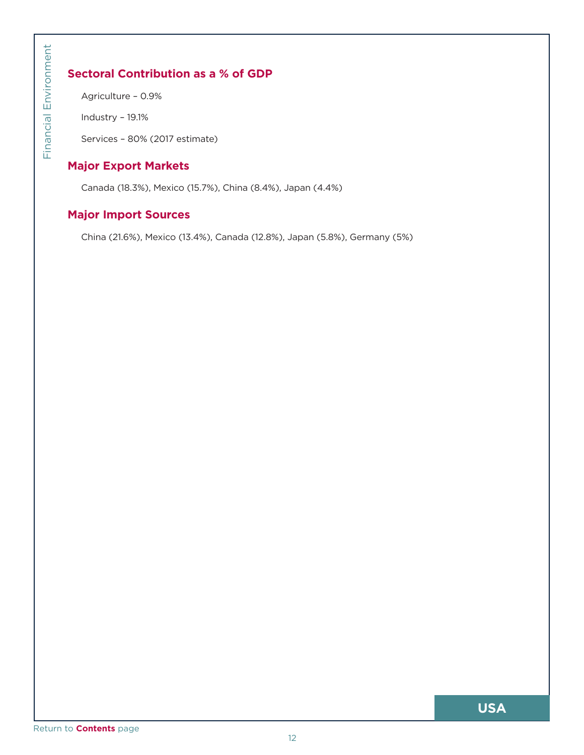## Sectoral Contribution as a % of GDP

Agriculture – 0.9%

Industry – 19.1%

Services – 80% (2017 estimate)

## Major Export Markets

Canada (18.3%), Mexico (15.7%), China (8.4%), Japan (4.4%)

## Major Import Sources

China (21.6%), Mexico (13.4%), Canada (12.8%), Japan (5.8%), Germany (5%)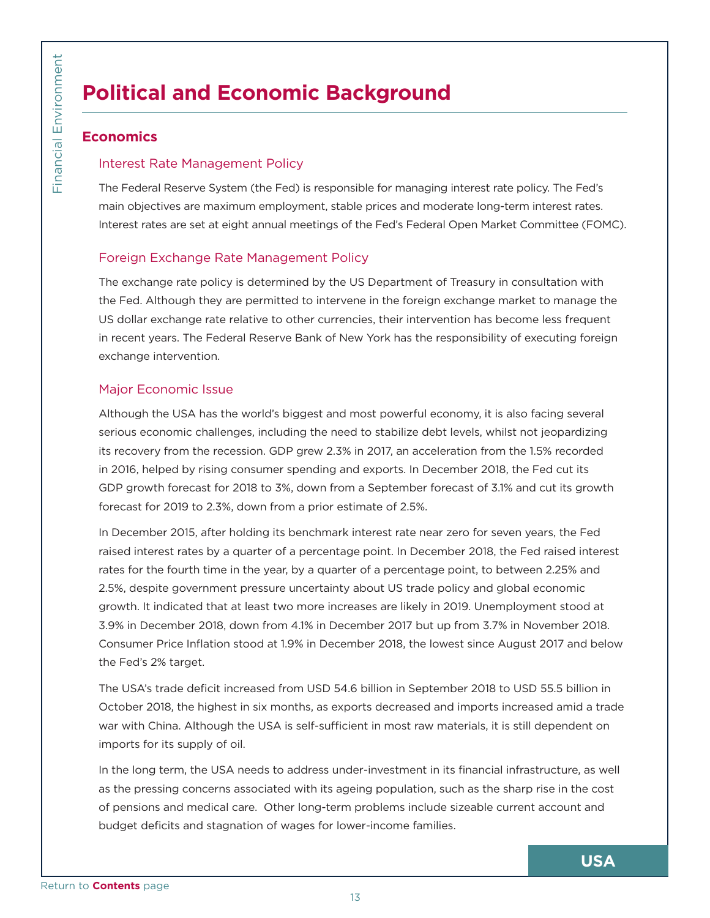# Political and Economic Background

## Economics

### Interest Rate Management Policy

The Federal Reserve System (the Fed) is responsible for managing interest rate policy. The Fed's main objectives are maximum employment, stable prices and moderate long-term interest rates. Interest rates are set at eight annual meetings of the Fed's Federal Open Market Committee (FOMC).

### Foreign Exchange Rate Management Policy

The exchange rate policy is determined by the US Department of Treasury in consultation with the Fed. Although they are permitted to intervene in the foreign exchange market to manage the US dollar exchange rate relative to other currencies, their intervention has become less frequent in recent years. The Federal Reserve Bank of New York has the responsibility of executing foreign exchange intervention.

### Major Economic Issue

Although the USA has the world's biggest and most powerful economy, it is also facing several serious economic challenges, including the need to stabilize debt levels, whilst not jeopardizing its recovery from the recession. GDP grew 2.3% in 2017, an acceleration from the 1.5% recorded in 2016, helped by rising consumer spending and exports. In December 2018, the Fed cut its GDP growth forecast for 2018 to 3%, down from a September forecast of 3.1% and cut its growth forecast for 2019 to 2.3%, down from a prior estimate of 2.5%.

In December 2015, after holding its benchmark interest rate near zero for seven years, the Fed raised interest rates by a quarter of a percentage point. In December 2018, the Fed raised interest rates for the fourth time in the year, by a quarter of a percentage point, to between 2.25% and 2.5%, despite government pressure uncertainty about US trade policy and global economic growth. It indicated that at least two more increases are likely in 2019. Unemployment stood at 3.9% in December 2018, down from 4.1% in December 2017 but up from 3.7% in November 2018. Consumer Price Inflation stood at 1.9% in December 2018, the lowest since August 2017 and below the Fed's 2% target.

The USA's trade deficit increased from USD 54.6 billion in September 2018 to USD 55.5 billion in October 2018, the highest in six months, as exports decreased and imports increased amid a trade war with China. Although the USA is self-sufficient in most raw materials, it is still dependent on imports for its supply of oil.

In the long term, the USA needs to address under-investment in its financial infrastructure, as well as the pressing concerns associated with its ageing population, such as the sharp rise in the cost of pensions and medical care. Other long-term problems include sizeable current account and budget deficits and stagnation of wages for lower-income families.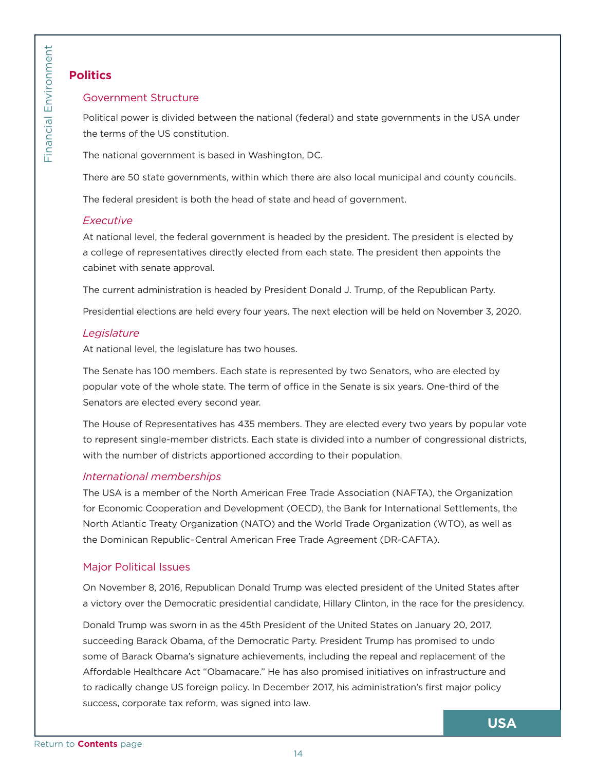## Politics

### Government Structure

Political power is divided between the national (federal) and state governments in the USA under the terms of the US constitution.

The national government is based in Washington, DC.

There are 50 state governments, within which there are also local municipal and county councils.

The federal president is both the head of state and head of government.

#### *Executive*

At national level, the federal government is headed by the president. The president is elected by a college of representatives directly elected from each state. The president then appoints the cabinet with senate approval.

The current administration is headed by President Donald J. Trump, of the Republican Party.

Presidential elections are held every four years. The next election will be held on November 3, 2020.

#### *Legislature*

At national level, the legislature has two houses.

The Senate has 100 members. Each state is represented by two Senators, who are elected by popular vote of the whole state. The term of office in the Senate is six years. One-third of the Senators are elected every second year.

The House of Representatives has 435 members. They are elected every two years by popular vote to represent single-member districts. Each state is divided into a number of congressional districts, with the number of districts apportioned according to their population.

#### *International memberships*

The USA is a member of the North American Free Trade Association (NAFTA), the Organization for Economic Cooperation and Development (OECD), the Bank for International Settlements, the North Atlantic Treaty Organization (NATO) and the World Trade Organization (WTO), as well as the Dominican Republic–Central American Free Trade Agreement (DR-CAFTA).

### Major Political Issues

On November 8, 2016, Republican Donald Trump was elected president of the United States after a victory over the Democratic presidential candidate, Hillary Clinton, in the race for the presidency.

Donald Trump was sworn in as the 45th President of the United States on January 20, 2017, succeeding Barack Obama, of the Democratic Party. President Trump has promised to undo some of Barack Obama's signature achievements, including the repeal and replacement of the Affordable Healthcare Act "Obamacare." He has also promised initiatives on infrastructure and to radically change US foreign policy. In December 2017, his administration's first major policy success, corporate tax reform, was signed into law.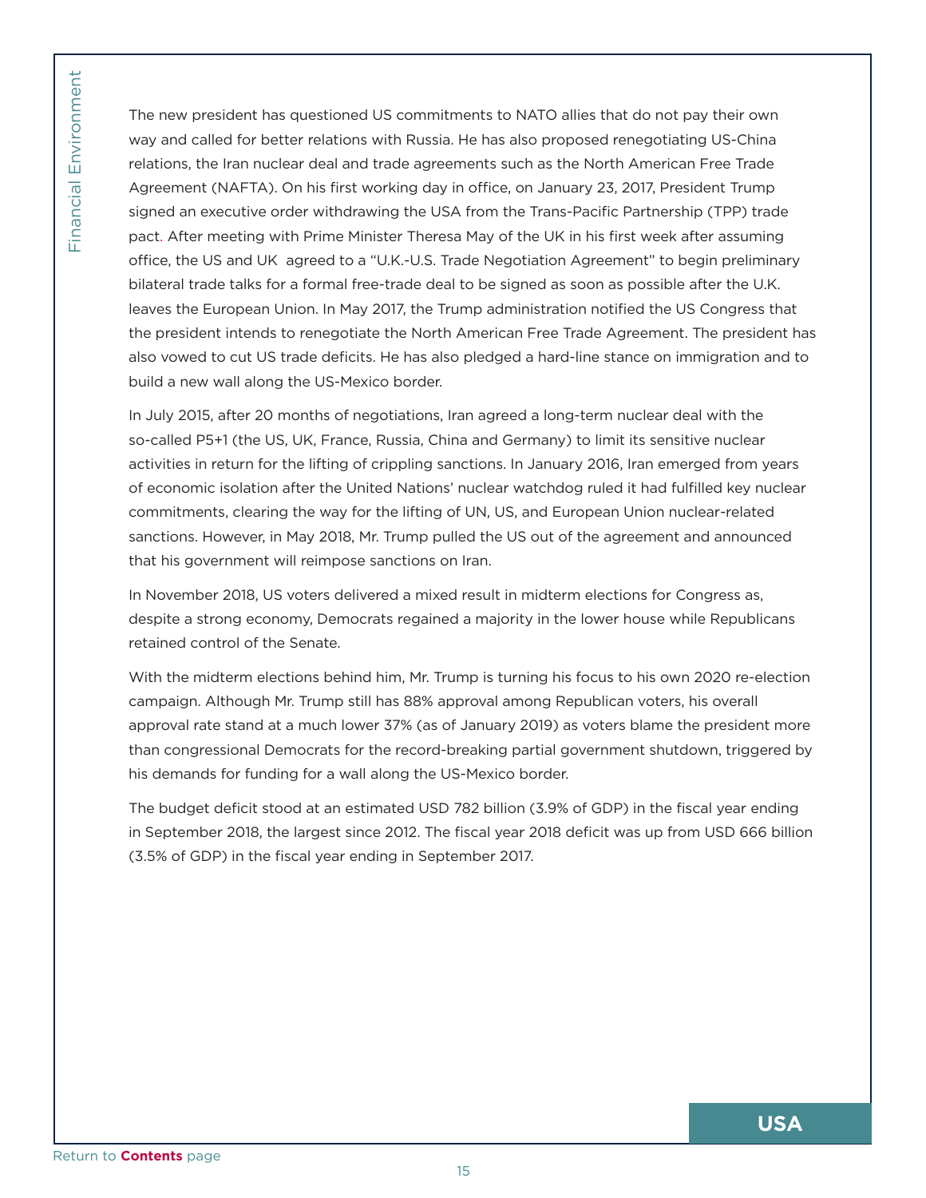The new president has questioned US commitments to NATO allies that do not pay their own way and called for better relations with Russia. He has also proposed renegotiating US-China relations, the Iran nuclear deal and trade agreements such as the North American Free Trade Agreement (NAFTA). On his first working day in office, on January 23, 2017, President Trump signed an executive order withdrawing the USA from the Trans-Pacific Partnership (TPP) trade pact. After meeting with Prime Minister Theresa May of the UK in his first week after assuming office, the US and UK agreed to a "U.K.-U.S. Trade Negotiation Agreement" to begin preliminary bilateral trade talks for a formal free-trade deal to be signed as soon as possible after the U.K. leaves the European Union. In May 2017, the Trump administration notified the US Congress that the president intends to renegotiate the North American Free Trade Agreement. The president has also vowed to cut US trade deficits. He has also pledged a hard-line stance on immigration and to build a new wall along the US-Mexico border.

In July 2015, after 20 months of negotiations, Iran agreed a long-term nuclear deal with the so-called P5+1 (the US, UK, France, Russia, China and Germany) to limit its sensitive nuclear activities in return for the lifting of crippling sanctions. In January 2016, Iran emerged from years of economic isolation after the United Nations' nuclear watchdog ruled it had fulfilled key nuclear commitments, clearing the way for the lifting of UN, US, and European Union nuclear-related sanctions. However, in May 2018, Mr. Trump pulled the US out of the agreement and announced that his government will reimpose sanctions on Iran.

In November 2018, US voters delivered a mixed result in midterm elections for Congress as, despite a strong economy, Democrats regained a majority in the lower house while Republicans retained control of the Senate.

With the midterm elections behind him, Mr. Trump is turning his focus to his own 2020 re-election campaign. Although Mr. Trump still has 88% approval among Republican voters, his overall approval rate stand at a much lower 37% (as of January 2019) as voters blame the president more than congressional Democrats for the record-breaking partial government shutdown, triggered by his demands for funding for a wall along the US-Mexico border.

The budget deficit stood at an estimated USD 782 billion (3.9% of GDP) in the fiscal year ending in September 2018, the largest since 2012. The fiscal year 2018 deficit was up from USD 666 billion (3.5% of GDP) in the fiscal year ending in September 2017.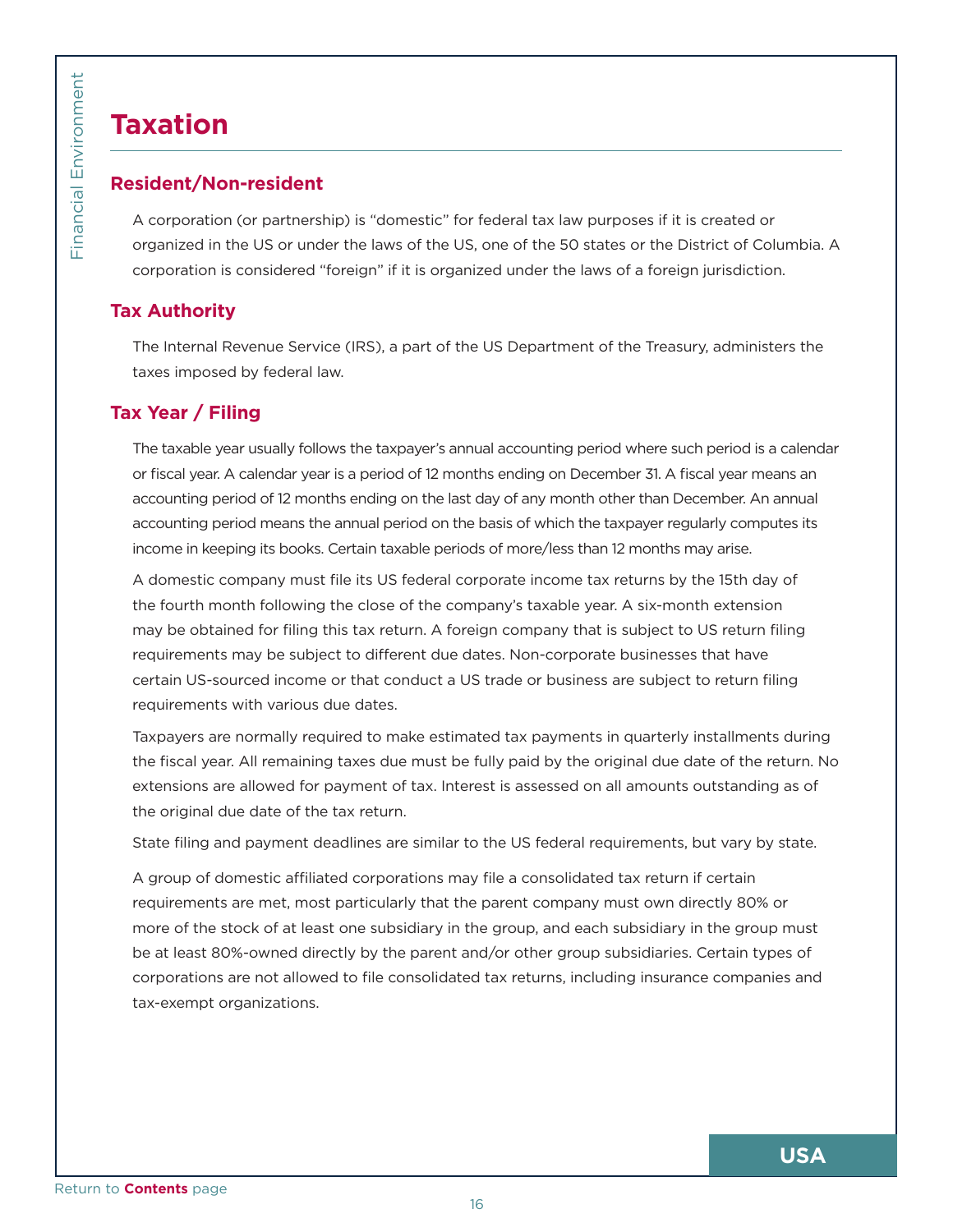# Taxation

## Resident/Non-resident

A corporation (or partnership) is "domestic" for federal tax law purposes if it is created or organized in the US or under the laws of the US, one of the 50 states or the District of Columbia. A corporation is considered "foreign" if it is organized under the laws of a foreign jurisdiction.

## Tax Authority

The Internal Revenue Service (IRS), a part of the US Department of the Treasury, administers the taxes imposed by federal law.

## Tax Year / Filing

The taxable year usually follows the taxpayer's annual accounting period where such period is a calendar or fiscal year. A calendar year is a period of 12 months ending on December 31. A fiscal year means an accounting period of 12 months ending on the last day of any month other than December. An annual accounting period means the annual period on the basis of which the taxpayer regularly computes its income in keeping its books. Certain taxable periods of more/less than 12 months may arise.

A domestic company must file its US federal corporate income tax returns by the 15th day of the fourth month following the close of the company's taxable year. A six-month extension may be obtained for filing this tax return. A foreign company that is subject to US return filing requirements may be subject to different due dates. Non-corporate businesses that have certain US-sourced income or that conduct a US trade or business are subject to return filing requirements with various due dates.

Taxpayers are normally required to make estimated tax payments in quarterly installments during the fiscal year. All remaining taxes due must be fully paid by the original due date of the return. No extensions are allowed for payment of tax. Interest is assessed on all amounts outstanding as of the original due date of the tax return.

State filing and payment deadlines are similar to the US federal requirements, but vary by state.

A group of domestic affiliated corporations may file a consolidated tax return if certain requirements are met, most particularly that the parent company must own directly 80% or more of the stock of at least one subsidiary in the group, and each subsidiary in the group must be at least 80%-owned directly by the parent and/or other group subsidiaries. Certain types of corporations are not allowed to file consolidated tax returns, including insurance companies and tax-exempt organizations.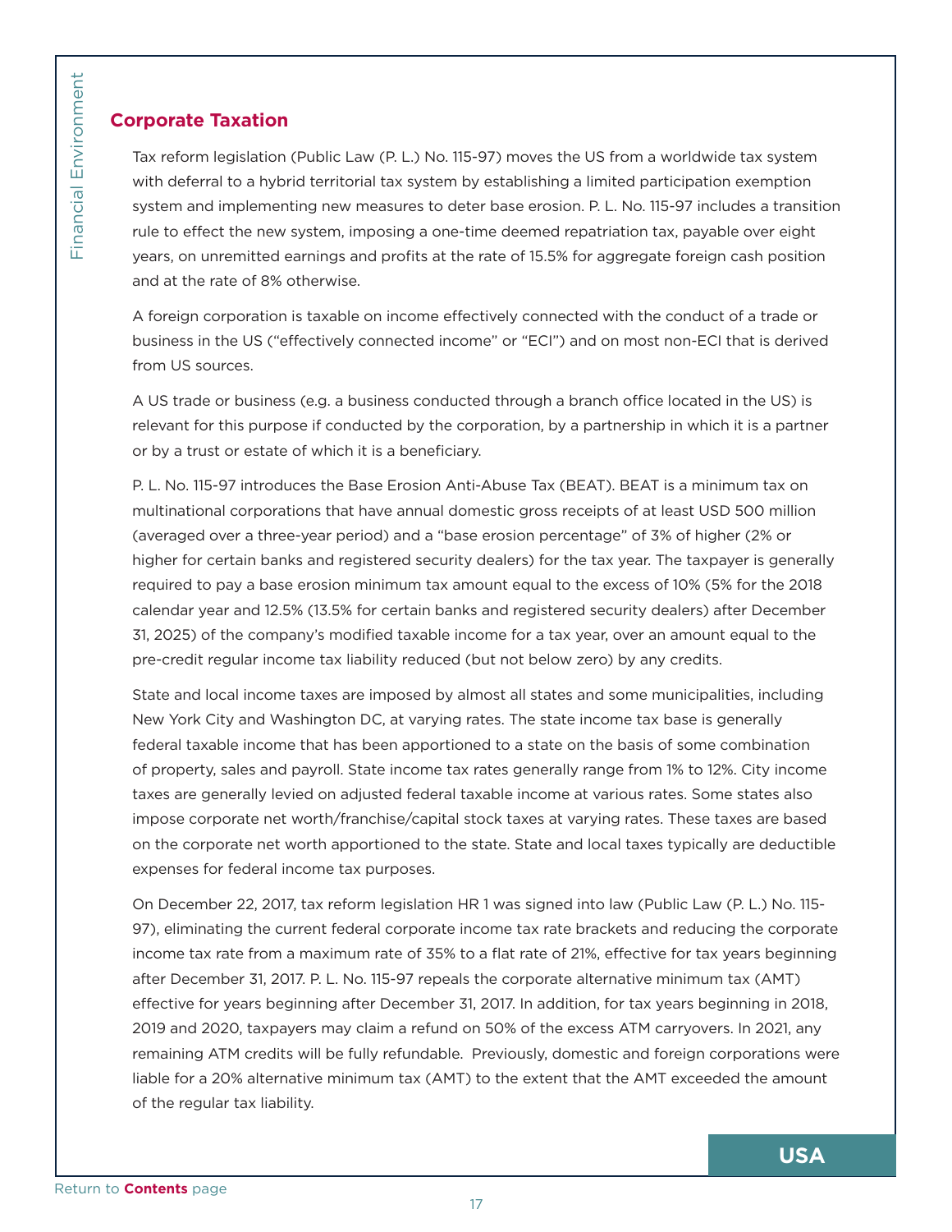## Corporate Taxation

Tax reform legislation (Public Law (P. L.) No. 115-97) moves the US from a worldwide tax system with deferral to a hybrid territorial tax system by establishing a limited participation exemption system and implementing new measures to deter base erosion. P. L. No. 115-97 includes a transition rule to effect the new system, imposing a one-time deemed repatriation tax, payable over eight years, on unremitted earnings and profits at the rate of 15.5% for aggregate foreign cash position and at the rate of 8% otherwise.

A foreign corporation is taxable on income effectively connected with the conduct of a trade or business in the US ("effectively connected income" or "ECI") and on most non-ECI that is derived from US sources.

A US trade or business (e.g. a business conducted through a branch office located in the US) is relevant for this purpose if conducted by the corporation, by a partnership in which it is a partner or by a trust or estate of which it is a beneficiary.

P. L. No. 115-97 introduces the Base Erosion Anti-Abuse Tax (BEAT). BEAT is a minimum tax on multinational corporations that have annual domestic gross receipts of at least USD 500 million (averaged over a three-year period) and a "base erosion percentage" of 3% of higher (2% or higher for certain banks and registered security dealers) for the tax year. The taxpayer is generally required to pay a base erosion minimum tax amount equal to the excess of 10% (5% for the 2018 calendar year and 12.5% (13.5% for certain banks and registered security dealers) after December 31, 2025) of the company's modified taxable income for a tax year, over an amount equal to the pre-credit regular income tax liability reduced (but not below zero) by any credits.

State and local income taxes are imposed by almost all states and some municipalities, including New York City and Washington DC, at varying rates. The state income tax base is generally federal taxable income that has been apportioned to a state on the basis of some combination of property, sales and payroll. State income tax rates generally range from 1% to 12%. City income taxes are generally levied on adjusted federal taxable income at various rates. Some states also impose corporate net worth/franchise/capital stock taxes at varying rates. These taxes are based on the corporate net worth apportioned to the state. State and local taxes typically are deductible expenses for federal income tax purposes.

On December 22, 2017, tax reform legislation HR 1 was signed into law (Public Law (P. L.) No. 115-97), eliminating the current federal corporate income tax rate brackets and reducing the corporate income tax rate from a maximum rate of 35% to a flat rate of 21%, effective for tax years beginning after December 31, 2017. P. L. No. 115-97 repeals the corporate alternative minimum tax (AMT) effective for years beginning after December 31, 2017. In addition, for tax years beginning in 2018, 2019 and 2020, taxpayers may claim a refund on 50% of the excess ATM carryovers. In 2021, any remaining ATM credits will be fully refundable. Previously, domestic and foreign corporations were liable for a 20% alternative minimum tax (AMT) to the extent that the AMT exceeded the amount of the regular tax liability.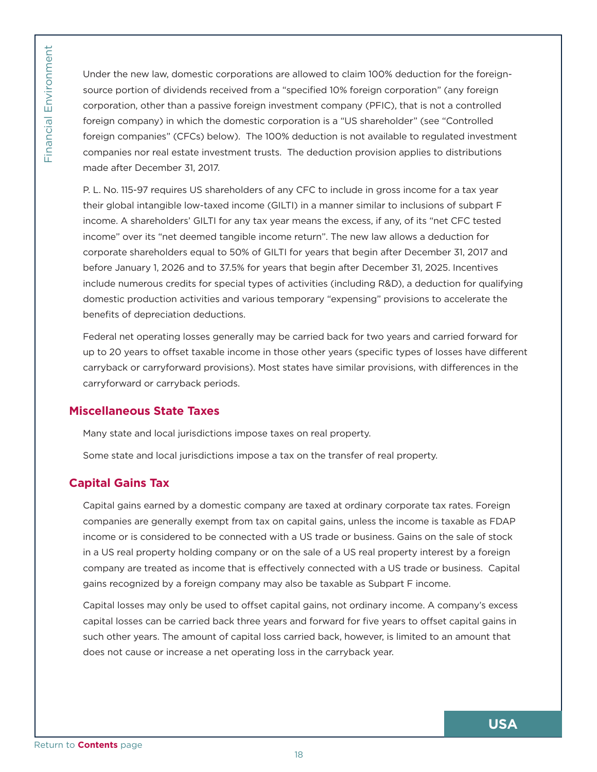Under the new law, domestic corporations are allowed to claim 100% deduction for the foreign-source portion of dividends received from a "specified 10% foreign corporation" (any foreign corporation, other than a passive foreign investment company (PFIC), that is not a controlled foreign company) in which the domestic corporation is a "US shareholder" (see "Controlled foreign companies" (CFCs) below). The 100% deduction is not available to regulated investment companies nor real estate investment trusts. The deduction provision applies to distributions made after December 31, 2017.

P. L. No. 115-97 requires US shareholders of any CFC to include in gross income for a tax year their global intangible low-taxed income (GILTI) in a manner similar to inclusions of subpart F income. A shareholders' GILTI for any tax year means the excess, if any, of its "net CFC tested income" over its "net deemed tangible income return". The new law allows a deduction for corporate shareholders equal to 50% of GILTI for years that begin after December 31, 2017 and before January 1, 2026 and to 37.5% for years that begin after December 31, 2025. Incentives include numerous credits for special types of activities (including R&D), a deduction for qualifying domestic production activities and various temporary "expensing" provisions to accelerate the benefits of depreciation deductions.

Federal net operating losses generally may be carried back for two years and carried forward for up to 20 years to offset taxable income in those other years (specific types of losses have different carryback or carryforward provisions). Most states have similar provisions, with differences in the carryforward or carryback periods.

## Miscellaneous State Taxes

Many state and local jurisdictions impose taxes on real property.

Some state and local jurisdictions impose a tax on the transfer of real property.

## Capital Gains Tax

Capital gains earned by a domestic company are taxed at ordinary corporate tax rates. Foreign companies are generally exempt from tax on capital gains, unless the income is taxable as FDAP income or is considered to be connected with a US trade or business. Gains on the sale of stock in a US real property holding company or on the sale of a US real property interest by a foreign company are treated as income that is effectively connected with a US trade or business. Capital gains recognized by a foreign company may also be taxable as Subpart F income.

Capital losses may only be used to offset capital gains, not ordinary income. A company's excess capital losses can be carried back three years and forward for five years to offset capital gains in such other years. The amount of capital loss carried back, however, is limited to an amount that does not cause or increase a net operating loss in the carryback year.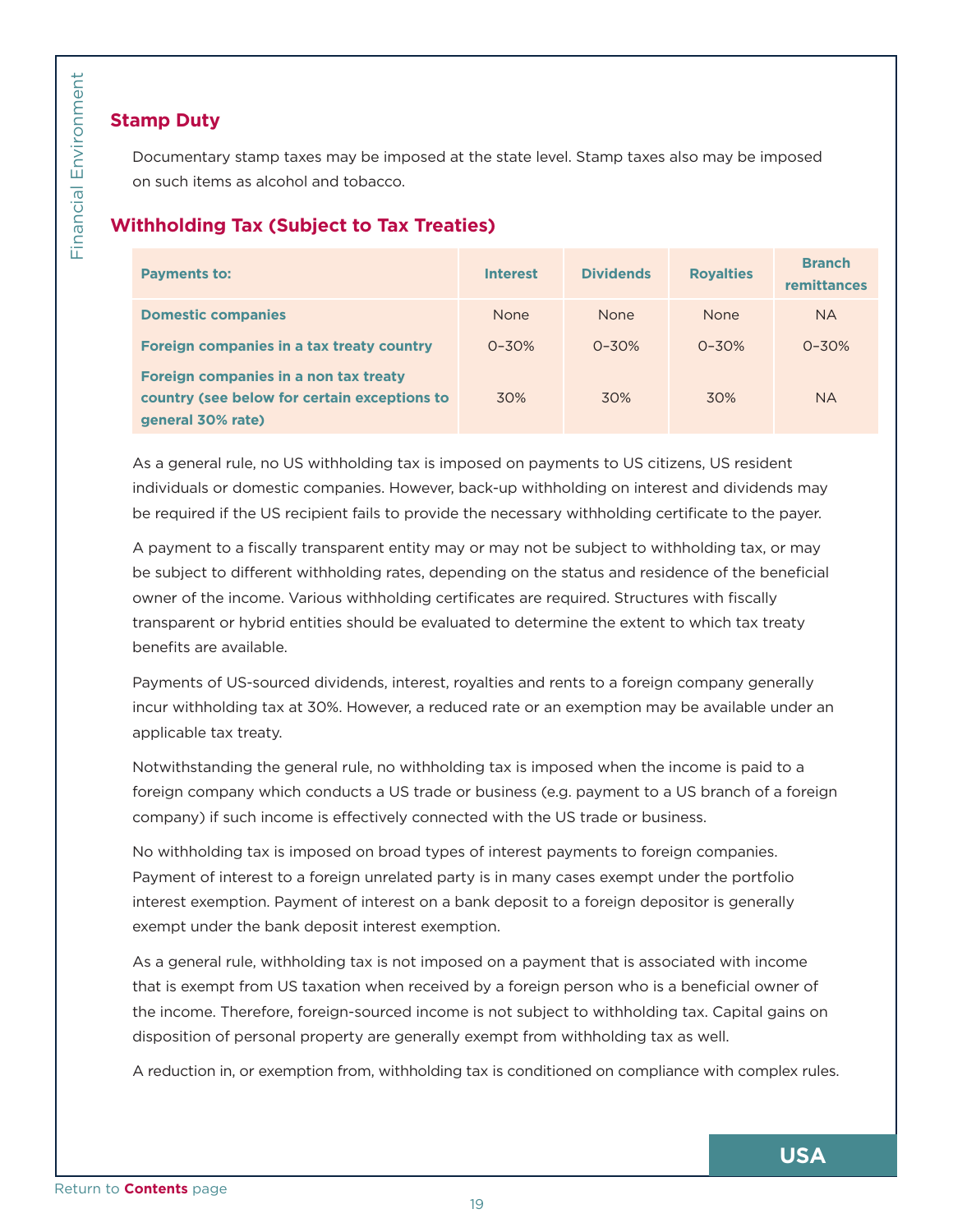## Stamp Duty

Documentary stamp taxes may be imposed at the state level. Stamp taxes also may be imposed on such items as alcohol and tobacco.

## Withholding Tax (Subject to Tax Treaties)

| Payments to: | Interest | Dividends | Royalties | Branch remittances |
|---|---|---|---|---|
| **Domestic companies** | None | None | None | NA |
| **Foreign companies in a tax treaty country** | 0–30% | 0–30% | 0–30% | 0–30% |
| **Foreign companies in a non tax treaty country (see below for certain exceptions to general 30% rate)** | 30% | 30% | 30% | NA |

As a general rule, no US withholding tax is imposed on payments to US citizens, US resident individuals or domestic companies. However, back-up withholding on interest and dividends may be required if the US recipient fails to provide the necessary withholding certificate to the payer.

A payment to a fiscally transparent entity may or may not be subject to withholding tax, or may be subject to different withholding rates, depending on the status and residence of the beneficial owner of the income. Various withholding certificates are required. Structures with fiscally transparent or hybrid entities should be evaluated to determine the extent to which tax treaty benefits are available.

Payments of US-sourced dividends, interest, royalties and rents to a foreign company generally incur withholding tax at 30%. However, a reduced rate or an exemption may be available under an applicable tax treaty.

Notwithstanding the general rule, no withholding tax is imposed when the income is paid to a foreign company which conducts a US trade or business (e.g. payment to a US branch of a foreign company) if such income is effectively connected with the US trade or business.

No withholding tax is imposed on broad types of interest payments to foreign companies. Payment of interest to a foreign unrelated party is in many cases exempt under the portfolio interest exemption. Payment of interest on a bank deposit to a foreign depositor is generally exempt under the bank deposit interest exemption.

As a general rule, withholding tax is not imposed on a payment that is associated with income that is exempt from US taxation when received by a foreign person who is a beneficial owner of the income. Therefore, foreign-sourced income is not subject to withholding tax. Capital gains on disposition of personal property are generally exempt from withholding tax as well.

A reduction in, or exemption from, withholding tax is conditioned on compliance with complex rules.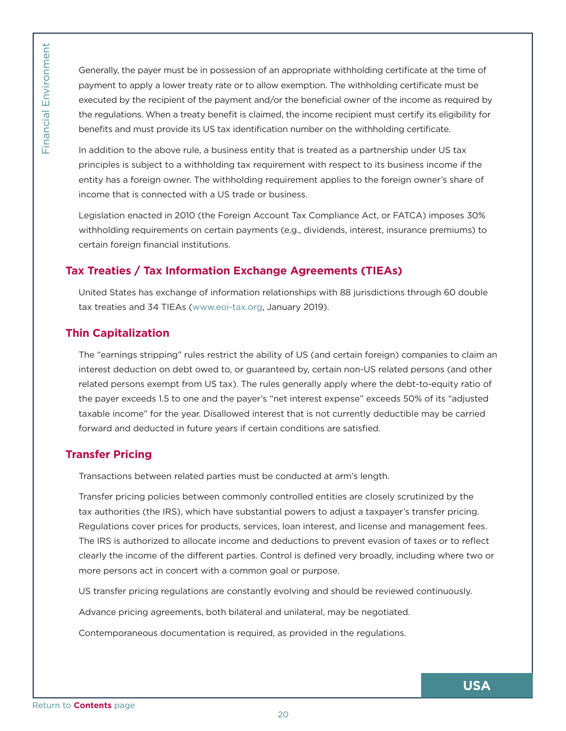Generally, the payer must be in possession of an appropriate withholding certificate at the time of payment to apply a lower treaty rate or to allow exemption. The withholding certificate must be executed by the recipient of the payment and/or the beneficial owner of the income as required by the regulations. When a treaty benefit is claimed, the income recipient must certify its eligibility for benefits and must provide its US tax identification number on the withholding certificate.

In addition to the above rule, a business entity that is treated as a partnership under US tax principles is subject to a withholding tax requirement with respect to its business income if the entity has a foreign owner. The withholding requirement applies to the foreign owner's share of income that is connected with a US trade or business.

Legislation enacted in 2010 (the Foreign Account Tax Compliance Act, or FATCA) imposes 30% withholding requirements on certain payments (e.g., dividends, interest, insurance premiums) to certain foreign financial institutions.

## Tax Treaties / Tax Information Exchange Agreements (TIEAs)

United States has exchange of information relationships with 88 jurisdictions through 60 double tax treaties and 34 TIEAs (www.eoi-tax.org, January 2019).

## Thin Capitalization

The "earnings stripping" rules restrict the ability of US (and certain foreign) companies to claim an interest deduction on debt owed to, or guaranteed by, certain non-US related persons (and other related persons exempt from US tax). The rules generally apply where the debt-to-equity ratio of the payer exceeds 1.5 to one and the payer's "net interest expense" exceeds 50% of its "adjusted taxable income" for the year. Disallowed interest that is not currently deductible may be carried forward and deducted in future years if certain conditions are satisfied.

## Transfer Pricing

Transactions between related parties must be conducted at arm's length.

Transfer pricing policies between commonly controlled entities are closely scrutinized by the tax authorities (the IRS), which have substantial powers to adjust a taxpayer's transfer pricing. Regulations cover prices for products, services, loan interest, and license and management fees. The IRS is authorized to allocate income and deductions to prevent evasion of taxes or to reflect clearly the income of the different parties. Control is defined very broadly, including where two or more persons act in concert with a common goal or purpose.

US transfer pricing regulations are constantly evolving and should be reviewed continuously.

Advance pricing agreements, both bilateral and unilateral, may be negotiated.

Contemporaneous documentation is required, as provided in the regulations.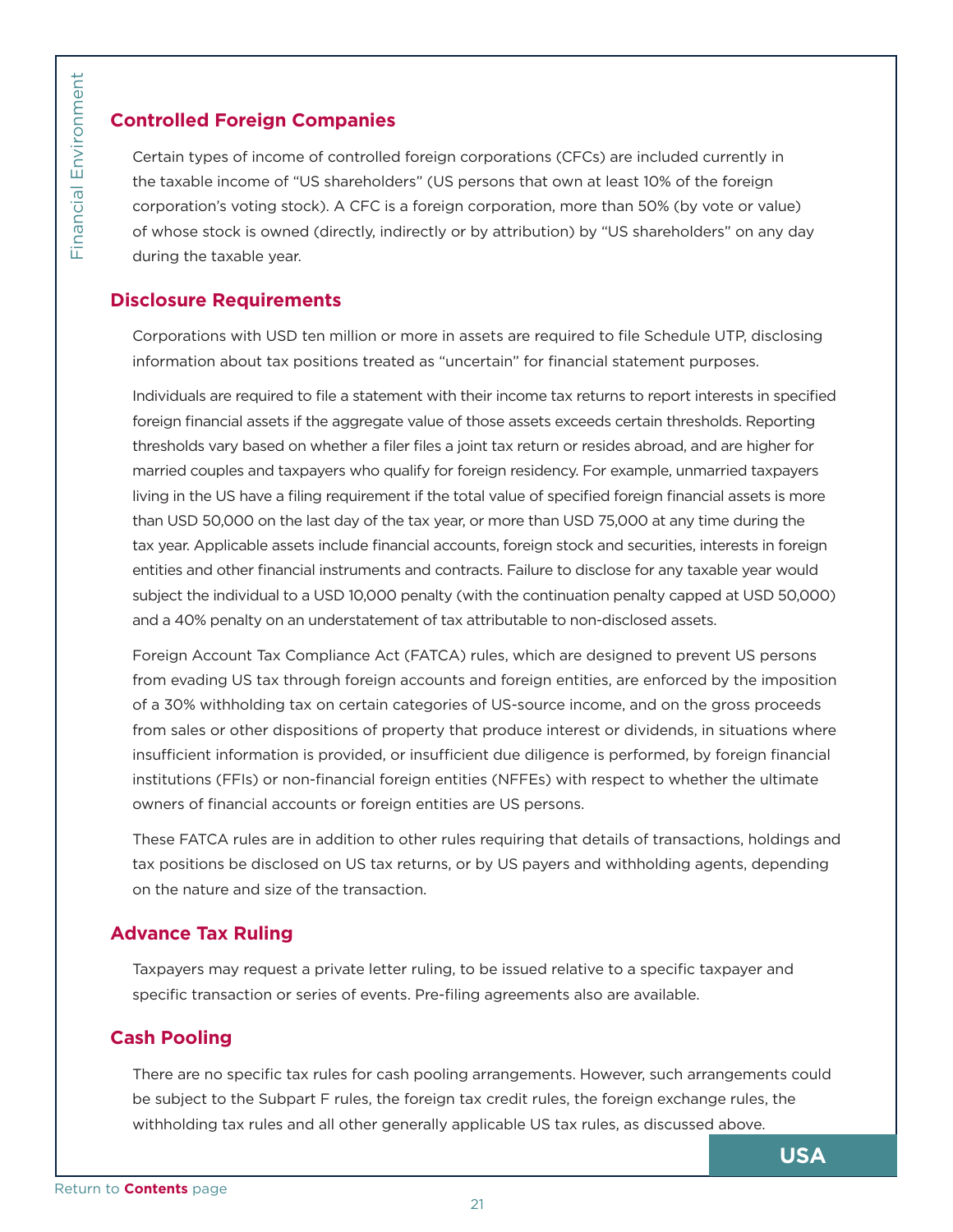## Controlled Foreign Companies

Certain types of income of controlled foreign corporations (CFCs) are included currently in the taxable income of "US shareholders" (US persons that own at least 10% of the foreign corporation's voting stock). A CFC is a foreign corporation, more than 50% (by vote or value) of whose stock is owned (directly, indirectly or by attribution) by "US shareholders" on any day during the taxable year.

## Disclosure Requirements

Corporations with USD ten million or more in assets are required to file Schedule UTP, disclosing information about tax positions treated as "uncertain" for financial statement purposes.

Individuals are required to file a statement with their income tax returns to report interests in specified foreign financial assets if the aggregate value of those assets exceeds certain thresholds. Reporting thresholds vary based on whether a filer files a joint tax return or resides abroad, and are higher for married couples and taxpayers who qualify for foreign residency. For example, unmarried taxpayers living in the US have a filing requirement if the total value of specified foreign financial assets is more than USD 50,000 on the last day of the tax year, or more than USD 75,000 at any time during the tax year. Applicable assets include financial accounts, foreign stock and securities, interests in foreign entities and other financial instruments and contracts. Failure to disclose for any taxable year would subject the individual to a USD 10,000 penalty (with the continuation penalty capped at USD 50,000) and a 40% penalty on an understatement of tax attributable to non-disclosed assets.

Foreign Account Tax Compliance Act (FATCA) rules, which are designed to prevent US persons from evading US tax through foreign accounts and foreign entities, are enforced by the imposition of a 30% withholding tax on certain categories of US-source income, and on the gross proceeds from sales or other dispositions of property that produce interest or dividends, in situations where insufficient information is provided, or insufficient due diligence is performed, by foreign financial institutions (FFIs) or non-financial foreign entities (NFFEs) with respect to whether the ultimate owners of financial accounts or foreign entities are US persons.

These FATCA rules are in addition to other rules requiring that details of transactions, holdings and tax positions be disclosed on US tax returns, or by US payers and withholding agents, depending on the nature and size of the transaction.

## Advance Tax Ruling

Taxpayers may request a private letter ruling, to be issued relative to a specific taxpayer and specific transaction or series of events. Pre-filing agreements also are available.

## Cash Pooling

There are no specific tax rules for cash pooling arrangements. However, such arrangements could be subject to the Subpart F rules, the foreign tax credit rules, the foreign exchange rules, the withholding tax rules and all other generally applicable US tax rules, as discussed above.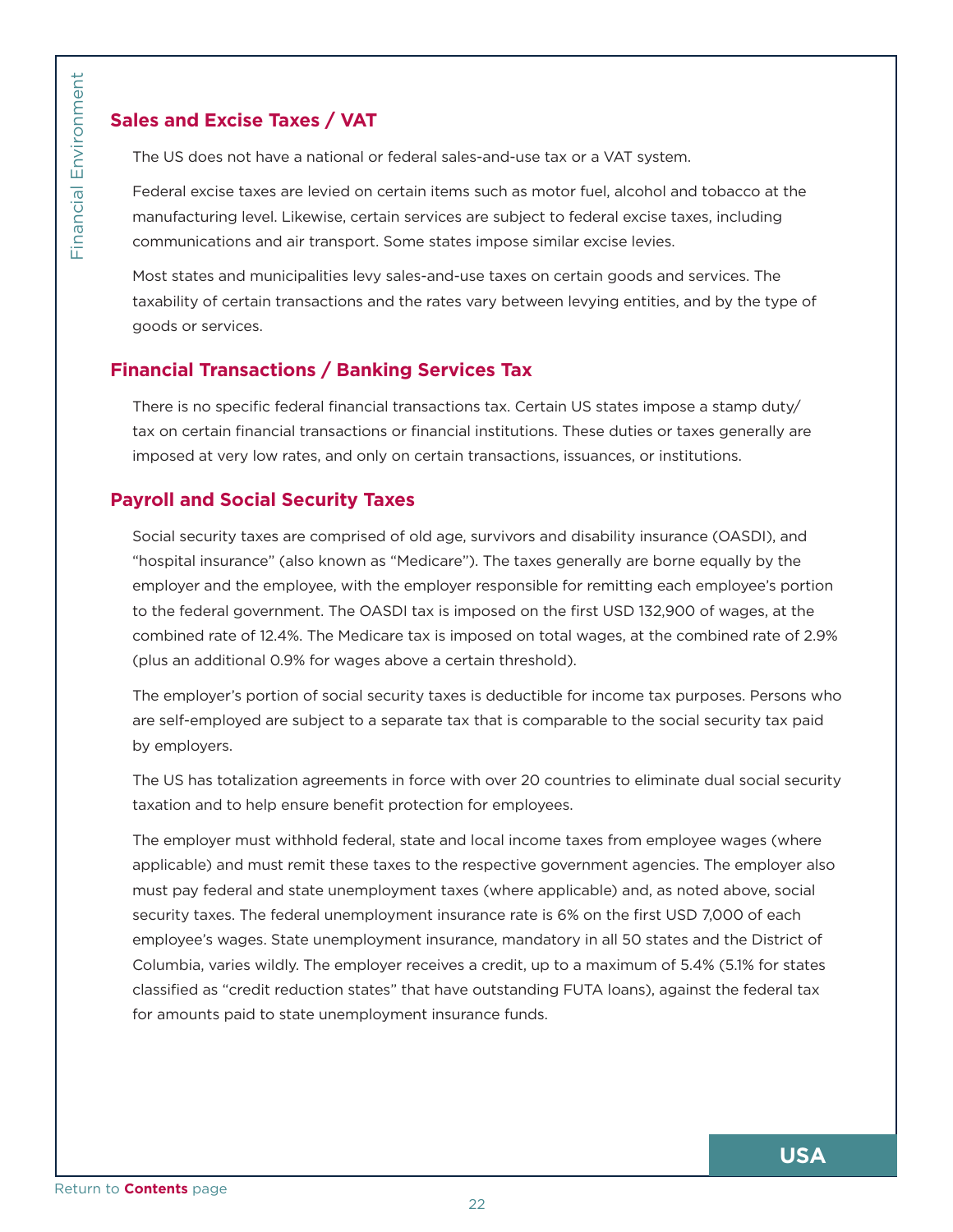## Sales and Excise Taxes / VAT

The US does not have a national or federal sales-and-use tax or a VAT system.

Federal excise taxes are levied on certain items such as motor fuel, alcohol and tobacco at the manufacturing level. Likewise, certain services are subject to federal excise taxes, including communications and air transport. Some states impose similar excise levies.

Most states and municipalities levy sales-and-use taxes on certain goods and services. The taxability of certain transactions and the rates vary between levying entities, and by the type of goods or services.

## Financial Transactions / Banking Services Tax

There is no specific federal financial transactions tax. Certain US states impose a stamp duty/ tax on certain financial transactions or financial institutions. These duties or taxes generally are imposed at very low rates, and only on certain transactions, issuances, or institutions.

## Payroll and Social Security Taxes

Social security taxes are comprised of old age, survivors and disability insurance (OASDI), and "hospital insurance" (also known as "Medicare"). The taxes generally are borne equally by the employer and the employee, with the employer responsible for remitting each employee's portion to the federal government. The OASDI tax is imposed on the first USD 132,900 of wages, at the combined rate of 12.4%. The Medicare tax is imposed on total wages, at the combined rate of 2.9% (plus an additional 0.9% for wages above a certain threshold).

The employer's portion of social security taxes is deductible for income tax purposes. Persons who are self-employed are subject to a separate tax that is comparable to the social security tax paid by employers.

The US has totalization agreements in force with over 20 countries to eliminate dual social security taxation and to help ensure benefit protection for employees.

The employer must withhold federal, state and local income taxes from employee wages (where applicable) and must remit these taxes to the respective government agencies. The employer also must pay federal and state unemployment taxes (where applicable) and, as noted above, social security taxes. The federal unemployment insurance rate is 6% on the first USD 7,000 of each employee's wages. State unemployment insurance, mandatory in all 50 states and the District of Columbia, varies wildly. The employer receives a credit, up to a maximum of 5.4% (5.1% for states classified as "credit reduction states" that have outstanding FUTA loans), against the federal tax for amounts paid to state unemployment insurance funds.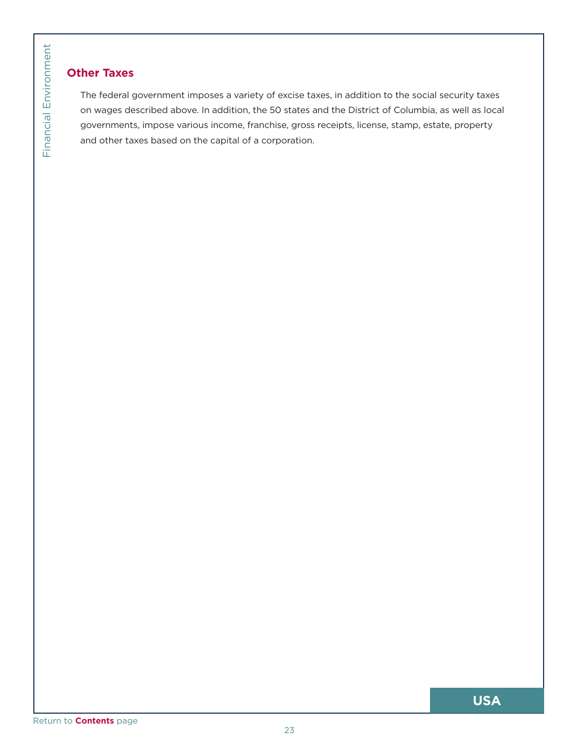## Other Taxes

The federal government imposes a variety of excise taxes, in addition to the social security taxes on wages described above. In addition, the 50 states and the District of Columbia, as well as local governments, impose various income, franchise, gross receipts, license, stamp, estate, property and other taxes based on the capital of a corporation.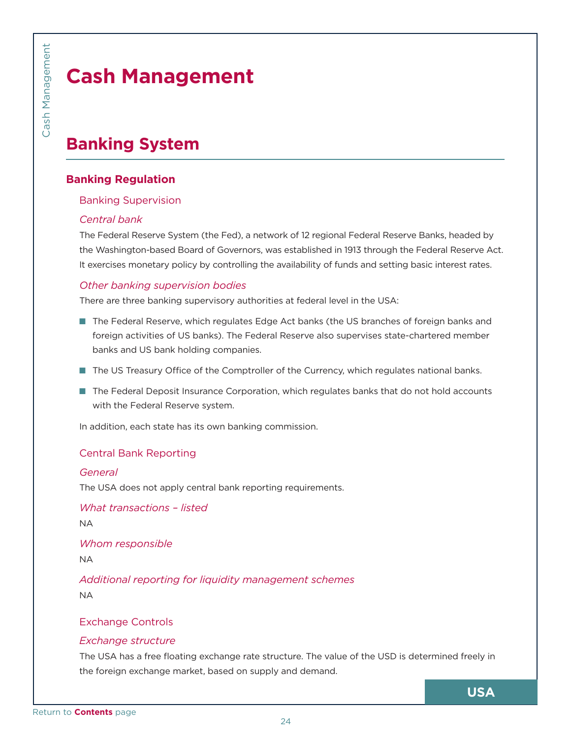# Cash Management

## Banking System

### Banking Regulation

#### Banking Supervision

*Central bank*

The Federal Reserve System (the Fed), a network of 12 regional Federal Reserve Banks, headed by the Washington-based Board of Governors, was established in 1913 through the Federal Reserve Act. It exercises monetary policy by controlling the availability of funds and setting basic interest rates.

*Other banking supervision bodies*

There are three banking supervisory authorities at federal level in the USA:

- The Federal Reserve, which regulates Edge Act banks (the US branches of foreign banks and foreign activities of US banks). The Federal Reserve also supervises state-chartered member banks and US bank holding companies.
- The US Treasury Office of the Comptroller of the Currency, which regulates national banks.
- The Federal Deposit Insurance Corporation, which regulates banks that do not hold accounts with the Federal Reserve system.

In addition, each state has its own banking commission.

#### Central Bank Reporting

*General*

The USA does not apply central bank reporting requirements.

*What transactions – listed*

NA

*Whom responsible*

NA

*Additional reporting for liquidity management schemes*

NA

#### Exchange Controls

*Exchange structure*

The USA has a free floating exchange rate structure. The value of the USD is determined freely in the foreign exchange market, based on supply and demand.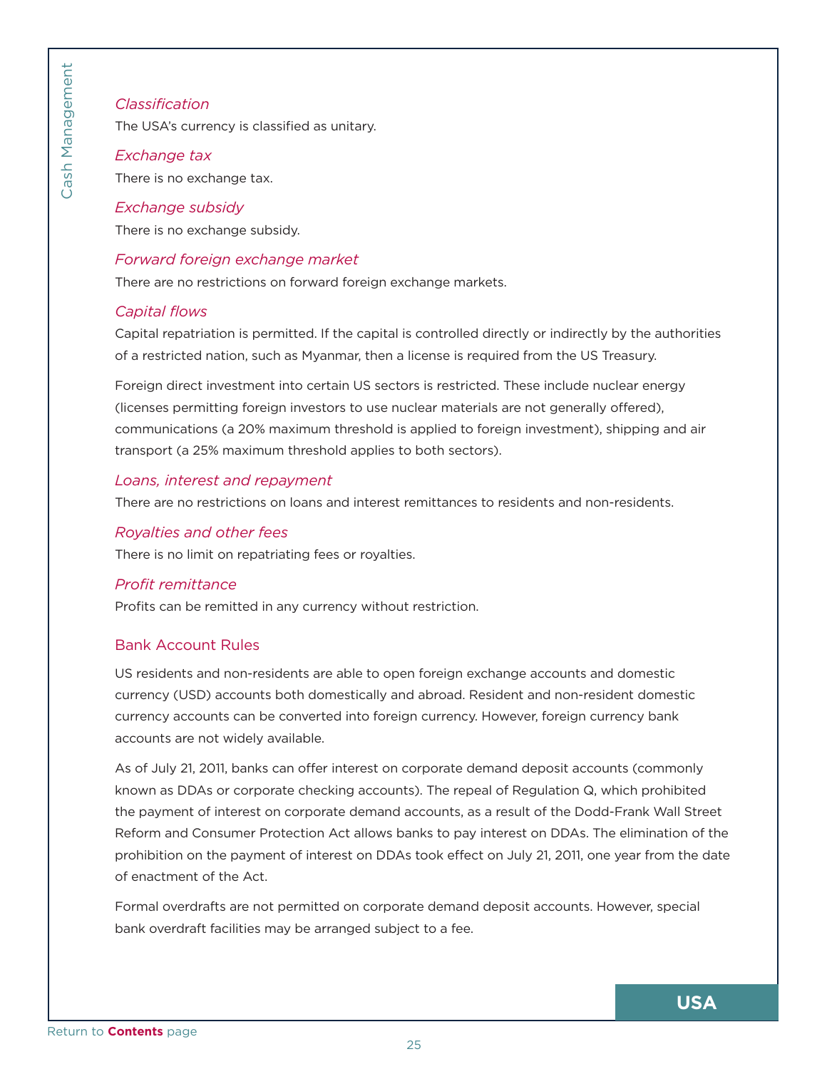### Classification

The USA's currency is classified as unitary.

### Exchange tax

There is no exchange tax.

### Exchange subsidy

There is no exchange subsidy.

### Forward foreign exchange market

There are no restrictions on forward foreign exchange markets.

### Capital flows

Capital repatriation is permitted. If the capital is controlled directly or indirectly by the authorities of a restricted nation, such as Myanmar, then a license is required from the US Treasury.

Foreign direct investment into certain US sectors is restricted. These include nuclear energy (licenses permitting foreign investors to use nuclear materials are not generally offered), communications (a 20% maximum threshold is applied to foreign investment), shipping and air transport (a 25% maximum threshold applies to both sectors).

### Loans, interest and repayment

There are no restrictions on loans and interest remittances to residents and non-residents.

### Royalties and other fees

There is no limit on repatriating fees or royalties.

### Profit remittance

Profits can be remitted in any currency without restriction.

## Bank Account Rules

US residents and non-residents are able to open foreign exchange accounts and domestic currency (USD) accounts both domestically and abroad. Resident and non-resident domestic currency accounts can be converted into foreign currency. However, foreign currency bank accounts are not widely available.

As of July 21, 2011, banks can offer interest on corporate demand deposit accounts (commonly known as DDAs or corporate checking accounts). The repeal of Regulation Q, which prohibited the payment of interest on corporate demand accounts, as a result of the Dodd-Frank Wall Street Reform and Consumer Protection Act allows banks to pay interest on DDAs. The elimination of the prohibition on the payment of interest on DDAs took effect on July 21, 2011, one year from the date of enactment of the Act.

Formal overdrafts are not permitted on corporate demand deposit accounts. However, special bank overdraft facilities may be arranged subject to a fee.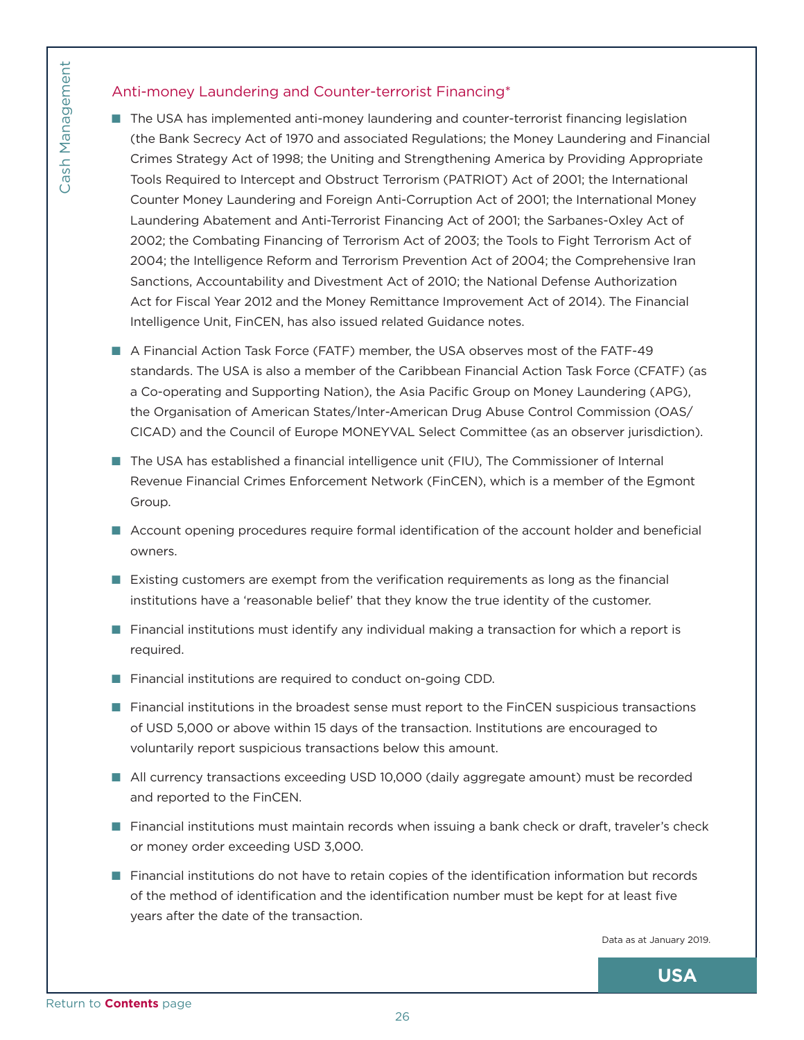## Anti-money Laundering and Counter-terrorist Financing*

- The USA has implemented anti-money laundering and counter-terrorist financing legislation (the Bank Secrecy Act of 1970 and associated Regulations; the Money Laundering and Financial Crimes Strategy Act of 1998; the Uniting and Strengthening America by Providing Appropriate Tools Required to Intercept and Obstruct Terrorism (PATRIOT) Act of 2001; the International Counter Money Laundering and Foreign Anti-Corruption Act of 2001; the International Money Laundering Abatement and Anti-Terrorist Financing Act of 2001; the Sarbanes-Oxley Act of 2002; the Combating Financing of Terrorism Act of 2003; the Tools to Fight Terrorism Act of 2004; the Intelligence Reform and Terrorism Prevention Act of 2004; the Comprehensive Iran Sanctions, Accountability and Divestment Act of 2010; the National Defense Authorization Act for Fiscal Year 2012 and the Money Remittance Improvement Act of 2014). The Financial Intelligence Unit, FinCEN, has also issued related Guidance notes.
- A Financial Action Task Force (FATF) member, the USA observes most of the FATF-49 standards. The USA is also a member of the Caribbean Financial Action Task Force (CFATF) (as a Co-operating and Supporting Nation), the Asia Pacific Group on Money Laundering (APG), the Organisation of American States/Inter-American Drug Abuse Control Commission (OAS/CICAD) and the Council of Europe MONEYVAL Select Committee (as an observer jurisdiction).
- The USA has established a financial intelligence unit (FIU), The Commissioner of Internal Revenue Financial Crimes Enforcement Network (FinCEN), which is a member of the Egmont Group.
- Account opening procedures require formal identification of the account holder and beneficial owners.
- Existing customers are exempt from the verification requirements as long as the financial institutions have a 'reasonable belief' that they know the true identity of the customer.
- Financial institutions must identify any individual making a transaction for which a report is required.
- Financial institutions are required to conduct on-going CDD.
- Financial institutions in the broadest sense must report to the FinCEN suspicious transactions of USD 5,000 or above within 15 days of the transaction. Institutions are encouraged to voluntarily report suspicious transactions below this amount.
- All currency transactions exceeding USD 10,000 (daily aggregate amount) must be recorded and reported to the FinCEN.
- Financial institutions must maintain records when issuing a bank check or draft, traveler's check or money order exceeding USD 3,000.
- Financial institutions do not have to retain copies of the identification information but records of the method of identification and the identification number must be kept for at least five years after the date of the transaction.

Data as at January 2019.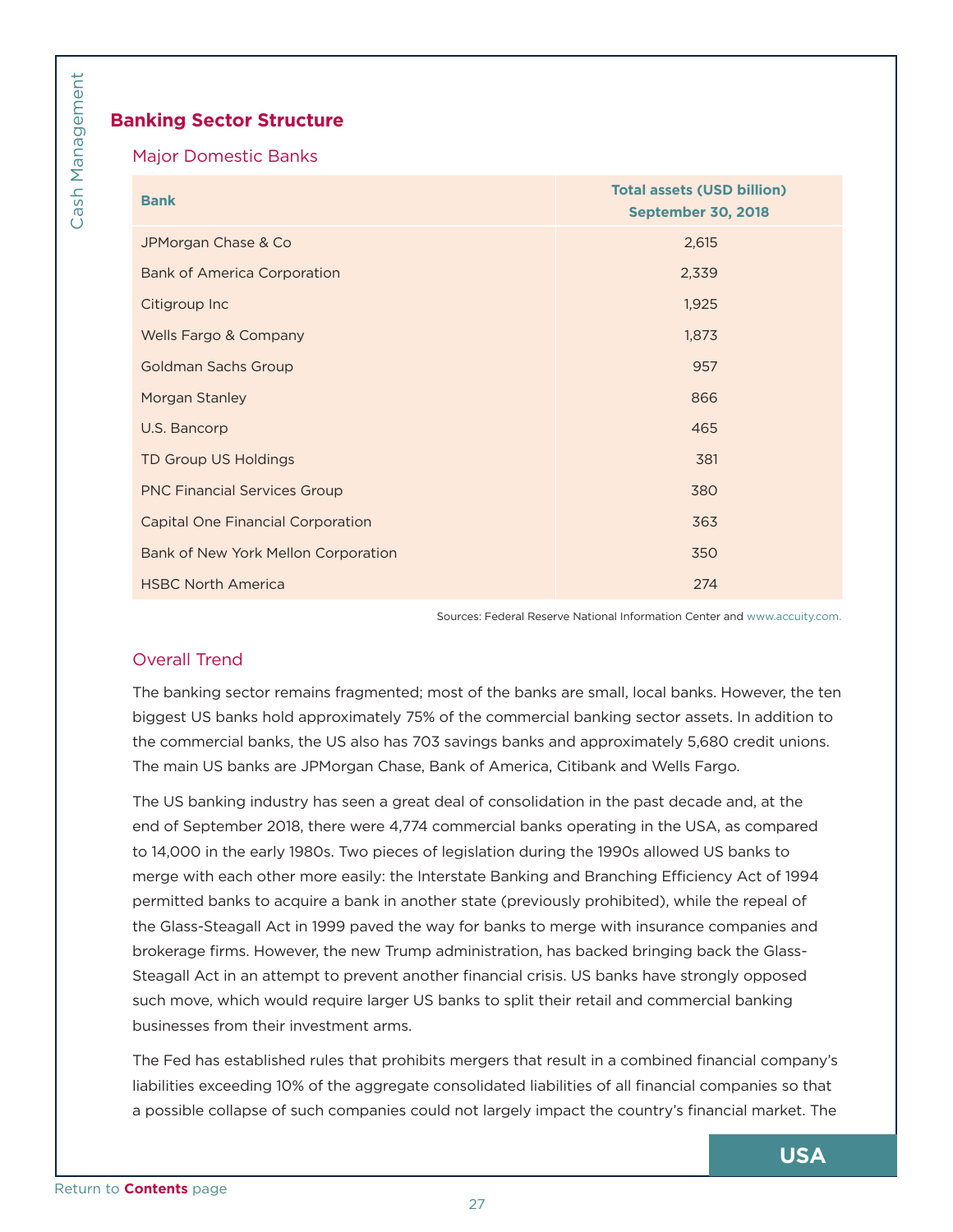## Banking Sector Structure

### Major Domestic Banks

| Bank | Total assets (USD billion) September 30, 2018 |
|---|---|
| JPMorgan Chase & Co | 2,615 |
| Bank of America Corporation | 2,339 |
| Citigroup Inc | 1,925 |
| Wells Fargo & Company | 1,873 |
| Goldman Sachs Group | 957 |
| Morgan Stanley | 866 |
| U.S. Bancorp | 465 |
| TD Group US Holdings | 381 |
| PNC Financial Services Group | 380 |
| Capital One Financial Corporation | 363 |
| Bank of New York Mellon Corporation | 350 |
| HSBC North America | 274 |

Sources: Federal Reserve National Information Center and www.accuity.com.

### Overall Trend

The banking sector remains fragmented; most of the banks are small, local banks. However, the ten biggest US banks hold approximately 75% of the commercial banking sector assets. In addition to the commercial banks, the US also has 703 savings banks and approximately 5,680 credit unions. The main US banks are JPMorgan Chase, Bank of America, Citibank and Wells Fargo.

The US banking industry has seen a great deal of consolidation in the past decade and, at the end of September 2018, there were 4,774 commercial banks operating in the USA, as compared to 14,000 in the early 1980s. Two pieces of legislation during the 1990s allowed US banks to merge with each other more easily: the Interstate Banking and Branching Efficiency Act of 1994 permitted banks to acquire a bank in another state (previously prohibited), while the repeal of the Glass-Steagall Act in 1999 paved the way for banks to merge with insurance companies and brokerage firms. However, the new Trump administration, has backed bringing back the Glass-Steagall Act in an attempt to prevent another financial crisis. US banks have strongly opposed such move, which would require larger US banks to split their retail and commercial banking businesses from their investment arms.

The Fed has established rules that prohibits mergers that result in a combined financial company's liabilities exceeding 10% of the aggregate consolidated liabilities of all financial companies so that a possible collapse of such companies could not largely impact the country's financial market. The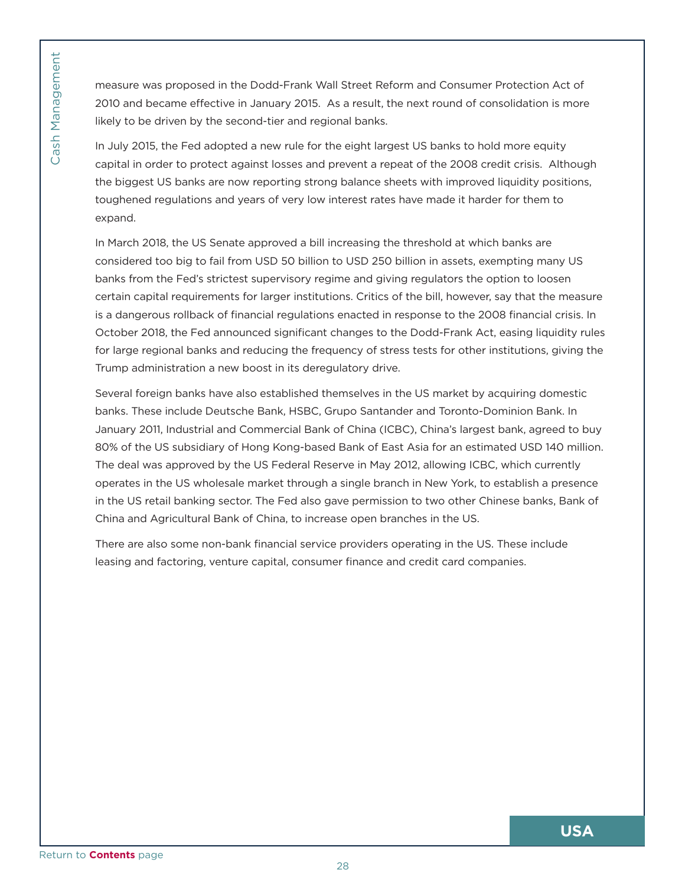measure was proposed in the Dodd-Frank Wall Street Reform and Consumer Protection Act of 2010 and became effective in January 2015. As a result, the next round of consolidation is more likely to be driven by the second-tier and regional banks.

In July 2015, the Fed adopted a new rule for the eight largest US banks to hold more equity capital in order to protect against losses and prevent a repeat of the 2008 credit crisis. Although the biggest US banks are now reporting strong balance sheets with improved liquidity positions, toughened regulations and years of very low interest rates have made it harder for them to expand.

In March 2018, the US Senate approved a bill increasing the threshold at which banks are considered too big to fail from USD 50 billion to USD 250 billion in assets, exempting many US banks from the Fed's strictest supervisory regime and giving regulators the option to loosen certain capital requirements for larger institutions. Critics of the bill, however, say that the measure is a dangerous rollback of financial regulations enacted in response to the 2008 financial crisis. In October 2018, the Fed announced significant changes to the Dodd-Frank Act, easing liquidity rules for large regional banks and reducing the frequency of stress tests for other institutions, giving the Trump administration a new boost in its deregulatory drive.

Several foreign banks have also established themselves in the US market by acquiring domestic banks. These include Deutsche Bank, HSBC, Grupo Santander and Toronto-Dominion Bank. In January 2011, Industrial and Commercial Bank of China (ICBC), China's largest bank, agreed to buy 80% of the US subsidiary of Hong Kong-based Bank of East Asia for an estimated USD 140 million. The deal was approved by the US Federal Reserve in May 2012, allowing ICBC, which currently operates in the US wholesale market through a single branch in New York, to establish a presence in the US retail banking sector. The Fed also gave permission to two other Chinese banks, Bank of China and Agricultural Bank of China, to increase open branches in the US.

There are also some non-bank financial service providers operating in the US. These include leasing and factoring, venture capital, consumer finance and credit card companies.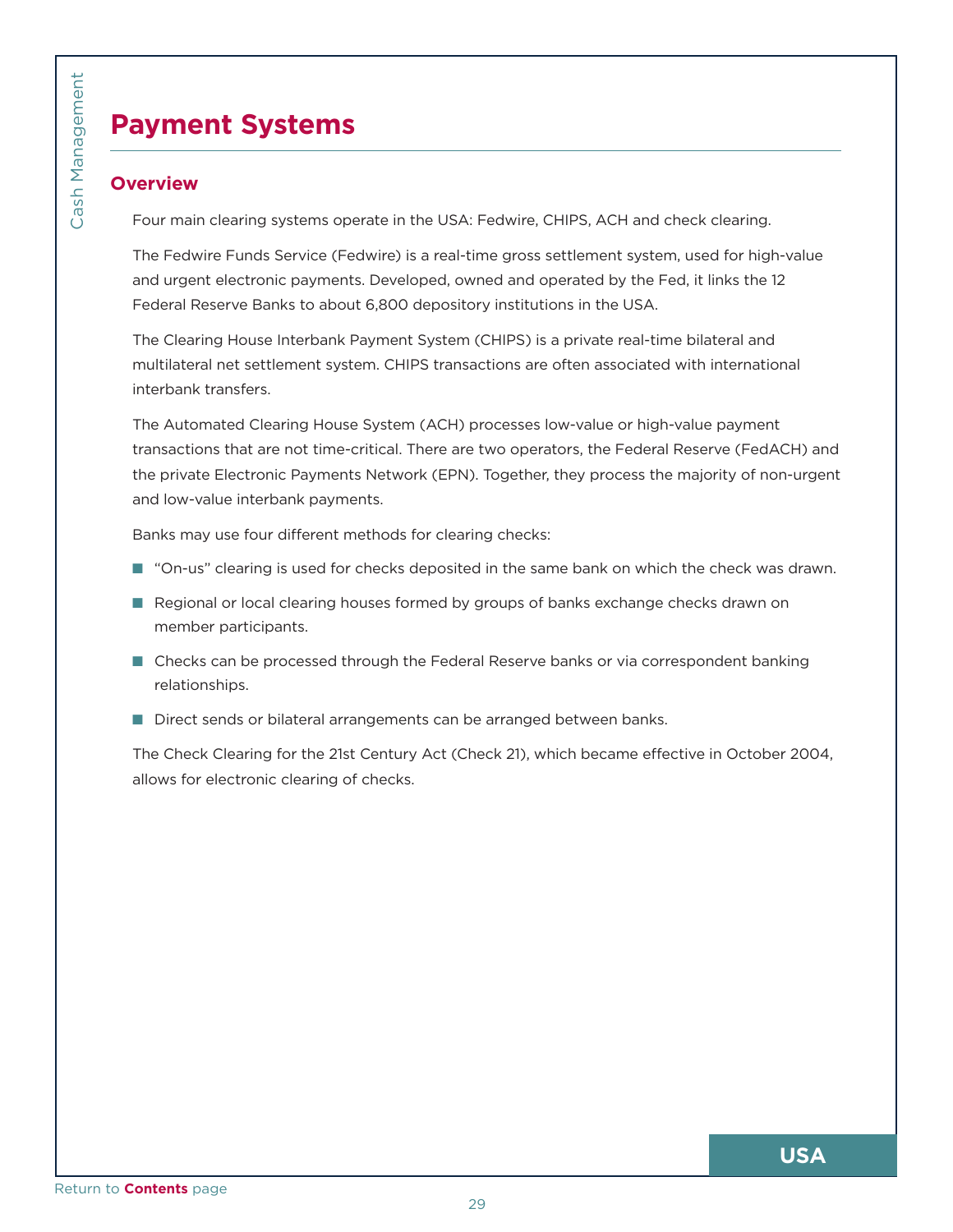# Payment Systems

## Overview

Four main clearing systems operate in the USA: Fedwire, CHIPS, ACH and check clearing.

The Fedwire Funds Service (Fedwire) is a real-time gross settlement system, used for high-value and urgent electronic payments. Developed, owned and operated by the Fed, it links the 12 Federal Reserve Banks to about 6,800 depository institutions in the USA.

The Clearing House Interbank Payment System (CHIPS) is a private real-time bilateral and multilateral net settlement system. CHIPS transactions are often associated with international interbank transfers.

The Automated Clearing House System (ACH) processes low-value or high-value payment transactions that are not time-critical. There are two operators, the Federal Reserve (FedACH) and the private Electronic Payments Network (EPN). Together, they process the majority of non-urgent and low-value interbank payments.

Banks may use four different methods for clearing checks:

- "On-us" clearing is used for checks deposited in the same bank on which the check was drawn.
- Regional or local clearing houses formed by groups of banks exchange checks drawn on member participants.
- Checks can be processed through the Federal Reserve banks or via correspondent banking relationships.
- Direct sends or bilateral arrangements can be arranged between banks.

The Check Clearing for the 21st Century Act (Check 21), which became effective in October 2004, allows for electronic clearing of checks.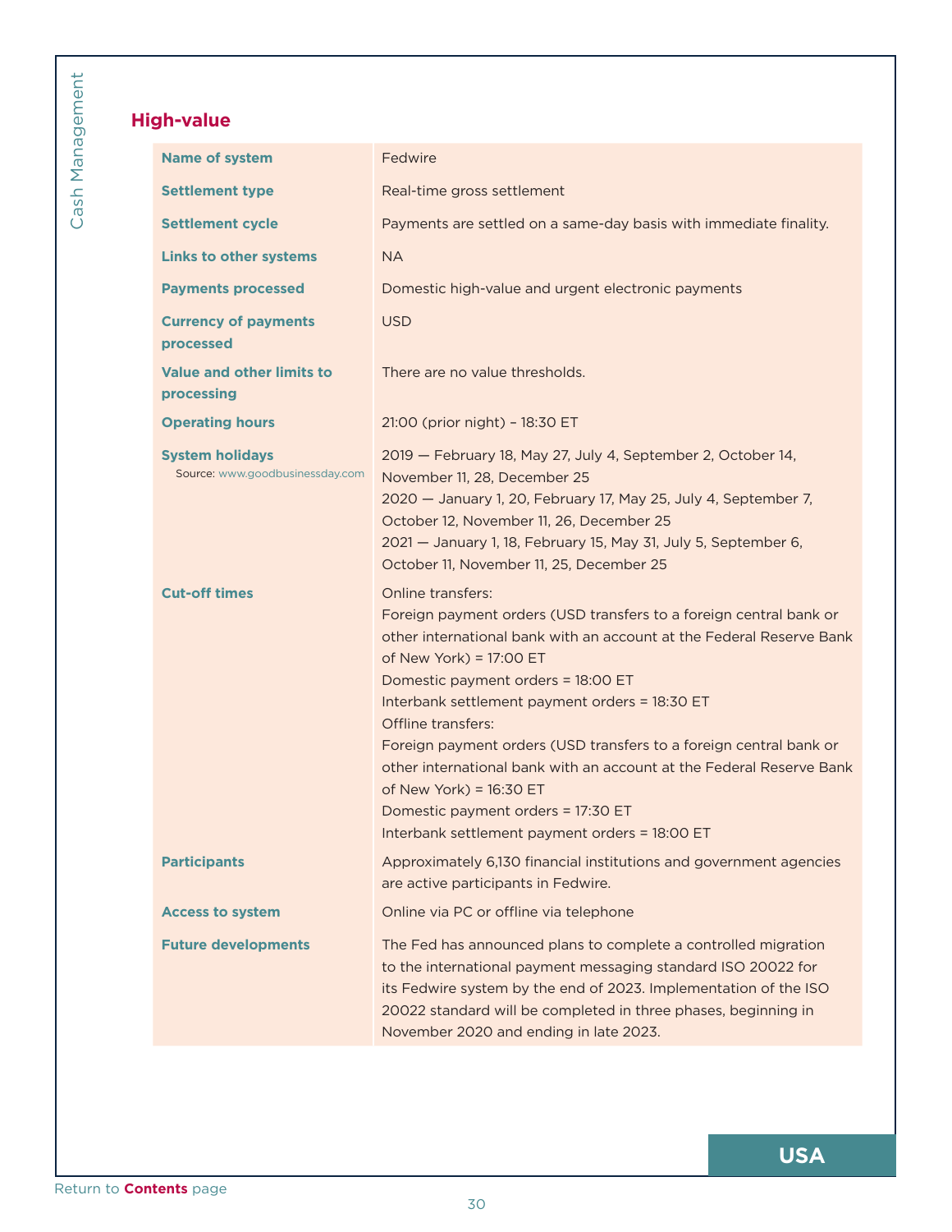## High-value

| | |
|---|---|
| **Name of system** | Fedwire |
| **Settlement type** | Real-time gross settlement |
| **Settlement cycle** | Payments are settled on a same-day basis with immediate finality. |
| **Links to other systems** | NA |
| **Payments processed** | Domestic high-value and urgent electronic payments |
| **Currency of payments processed** | USD |
| **Value and other limits to processing** | There are no value thresholds. |
| **Operating hours** | 21:00 (prior night) – 18:30 ET |
| **System holidays** Source: www.goodbusinessday.com | 2019 — February 18, May 27, July 4, September 2, October 14, November 11, 28, December 25<br>2020 — January 1, 20, February 17, May 25, July 4, September 7, October 12, November 11, 26, December 25<br>2021 — January 1, 18, February 15, May 31, July 5, September 6, October 11, November 11, 25, December 25 |
| **Cut-off times** | Online transfers:<br>Foreign payment orders (USD transfers to a foreign central bank or other international bank with an account at the Federal Reserve Bank of New York) = 17:00 ET<br>Domestic payment orders = 18:00 ET<br>Interbank settlement payment orders = 18:30 ET<br>Offline transfers:<br>Foreign payment orders (USD transfers to a foreign central bank or other international bank with an account at the Federal Reserve Bank of New York) = 16:30 ET<br>Domestic payment orders = 17:30 ET<br>Interbank settlement payment orders = 18:00 ET |
| **Participants** | Approximately 6,130 financial institutions and government agencies are active participants in Fedwire. |
| **Access to system** | Online via PC or offline via telephone |
| **Future developments** | The Fed has announced plans to complete a controlled migration to the international payment messaging standard ISO 20022 for its Fedwire system by the end of 2023. Implementation of the ISO 20022 standard will be completed in three phases, beginning in November 2020 and ending in late 2023. |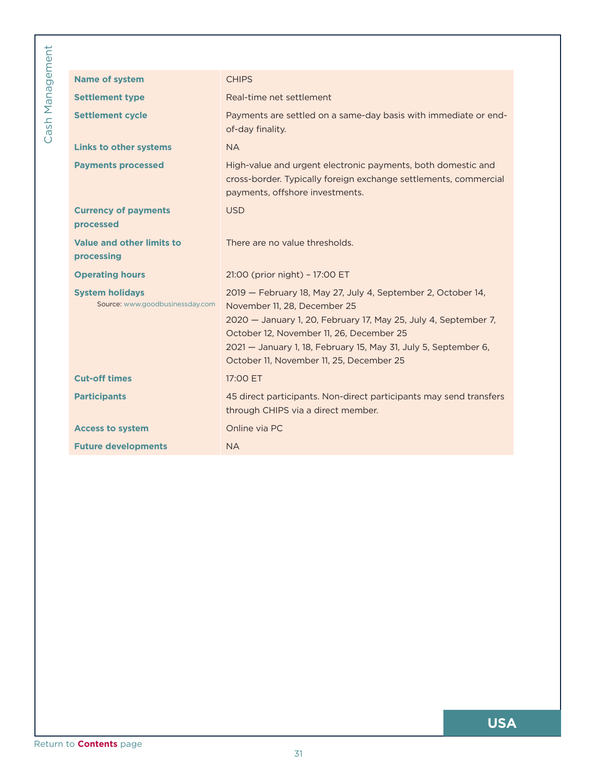| Name of system | CHIPS |
|---|---|
| Settlement type | Real-time net settlement |
| Settlement cycle | Payments are settled on a same-day basis with immediate or end-of-day finality. |
| Links to other systems | NA |
| Payments processed | High-value and urgent electronic payments, both domestic and cross-border. Typically foreign exchange settlements, commercial payments, offshore investments. |
| Currency of payments processed | USD |
| Value and other limits to processing | There are no value thresholds. |
| Operating hours | 21:00 (prior night) – 17:00 ET |
| System holidays<br>Source: www.goodbusinessday.com | 2019 — February 18, May 27, July 4, September 2, October 14, November 11, 28, December 25<br>2020 — January 1, 20, February 17, May 25, July 4, September 7, October 12, November 11, 26, December 25<br>2021 — January 1, 18, February 15, May 31, July 5, September 6, October 11, November 11, 25, December 25 |
| Cut-off times | 17:00 ET |
| Participants | 45 direct participants. Non-direct participants may send transfers through CHIPS via a direct member. |
| Access to system | Online via PC |
| Future developments | NA |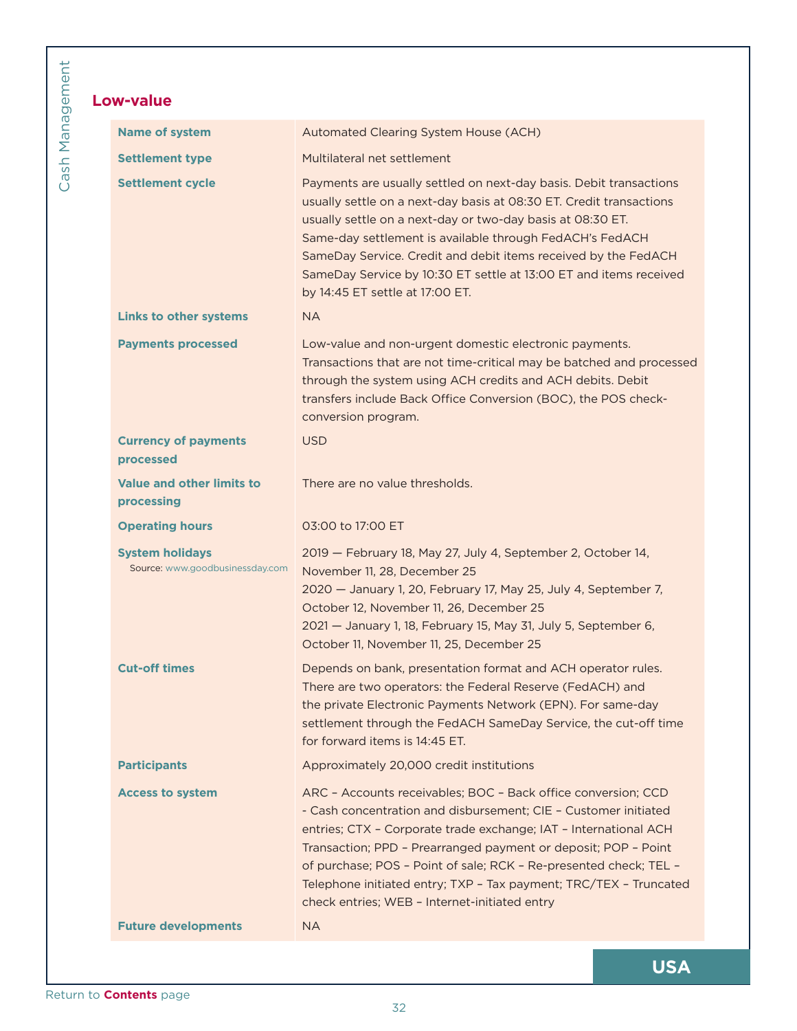## Low-value

| | |
|---|---|
| **Name of system** | Automated Clearing System House (ACH) |
| **Settlement type** | Multilateral net settlement |
| **Settlement cycle** | Payments are usually settled on next-day basis. Debit transactions usually settle on a next-day basis at 08:30 ET. Credit transactions usually settle on a next-day or two-day basis at 08:30 ET. Same-day settlement is available through FedACH's FedACH SameDay Service. Credit and debit items received by the FedACH SameDay Service by 10:30 ET settle at 13:00 ET and items received by 14:45 ET settle at 17:00 ET. |
| **Links to other systems** | NA |
| **Payments processed** | Low-value and non-urgent domestic electronic payments. Transactions that are not time-critical may be batched and processed through the system using ACH credits and ACH debits. Debit transfers include Back Office Conversion (BOC), the POS check-conversion program. |
| **Currency of payments processed** | USD |
| **Value and other limits to processing** | There are no value thresholds. |
| **Operating hours** | 03:00 to 17:00 ET |
| **System holidays** Source: www.goodbusinessday.com | 2019 — February 18, May 27, July 4, September 2, October 14, November 11, 28, December 25<br>2020 — January 1, 20, February 17, May 25, July 4, September 7, October 12, November 11, 26, December 25<br>2021 — January 1, 18, February 15, May 31, July 5, September 6, October 11, November 11, 25, December 25 |
| **Cut-off times** | Depends on bank, presentation format and ACH operator rules. There are two operators: the Federal Reserve (FedACH) and the private Electronic Payments Network (EPN). For same-day settlement through the FedACH SameDay Service, the cut-off time for forward items is 14:45 ET. |
| **Participants** | Approximately 20,000 credit institutions |
| **Access to system** | ARC – Accounts receivables; BOC – Back office conversion; CCD - Cash concentration and disbursement; CIE – Customer initiated entries; CTX – Corporate trade exchange; IAT – International ACH Transaction; PPD – Prearranged payment or deposit; POP – Point of purchase; POS – Point of sale; RCK – Re-presented check; TEL – Telephone initiated entry; TXP – Tax payment; TRC/TEX – Truncated check entries; WEB – Internet-initiated entry |
| **Future developments** | NA |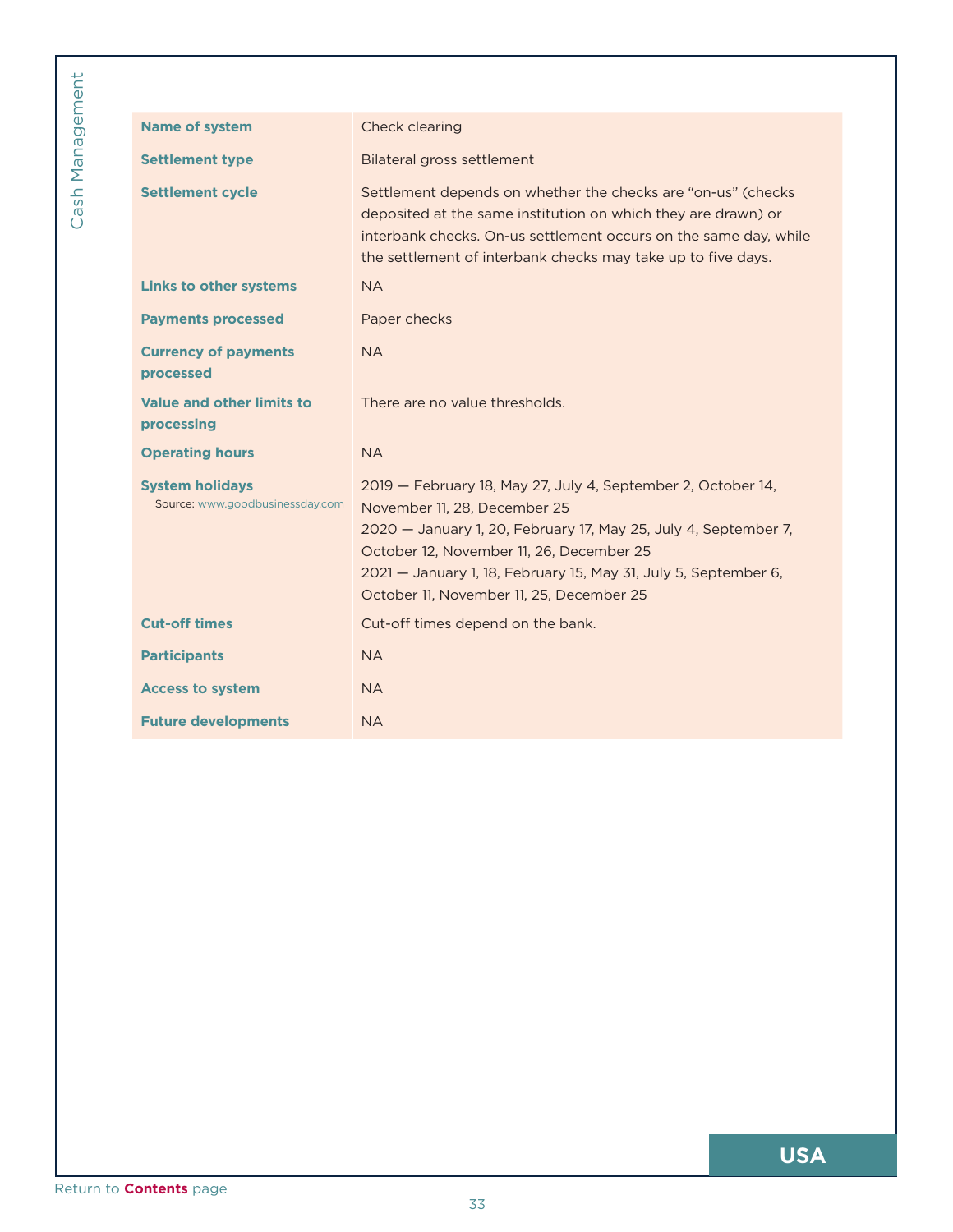| | |
|---|---|
| **Name of system** | Check clearing |
| **Settlement type** | Bilateral gross settlement |
| **Settlement cycle** | Settlement depends on whether the checks are "on-us" (checks deposited at the same institution on which they are drawn) or interbank checks. On-us settlement occurs on the same day, while the settlement of interbank checks may take up to five days. |
| **Links to other systems** | NA |
| **Payments processed** | Paper checks |
| **Currency of payments processed** | NA |
| **Value and other limits to processing** | There are no value thresholds. |
| **Operating hours** | NA |
| **System holidays** Source: www.goodbusinessday.com | 2019 — February 18, May 27, July 4, September 2, October 14, November 11, 28, December 25<br>2020 — January 1, 20, February 17, May 25, July 4, September 7, October 12, November 11, 26, December 25<br>2021 — January 1, 18, February 15, May 31, July 5, September 6, October 11, November 11, 25, December 25 |
| **Cut-off times** | Cut-off times depend on the bank. |
| **Participants** | NA |
| **Access to system** | NA |
| **Future developments** | NA |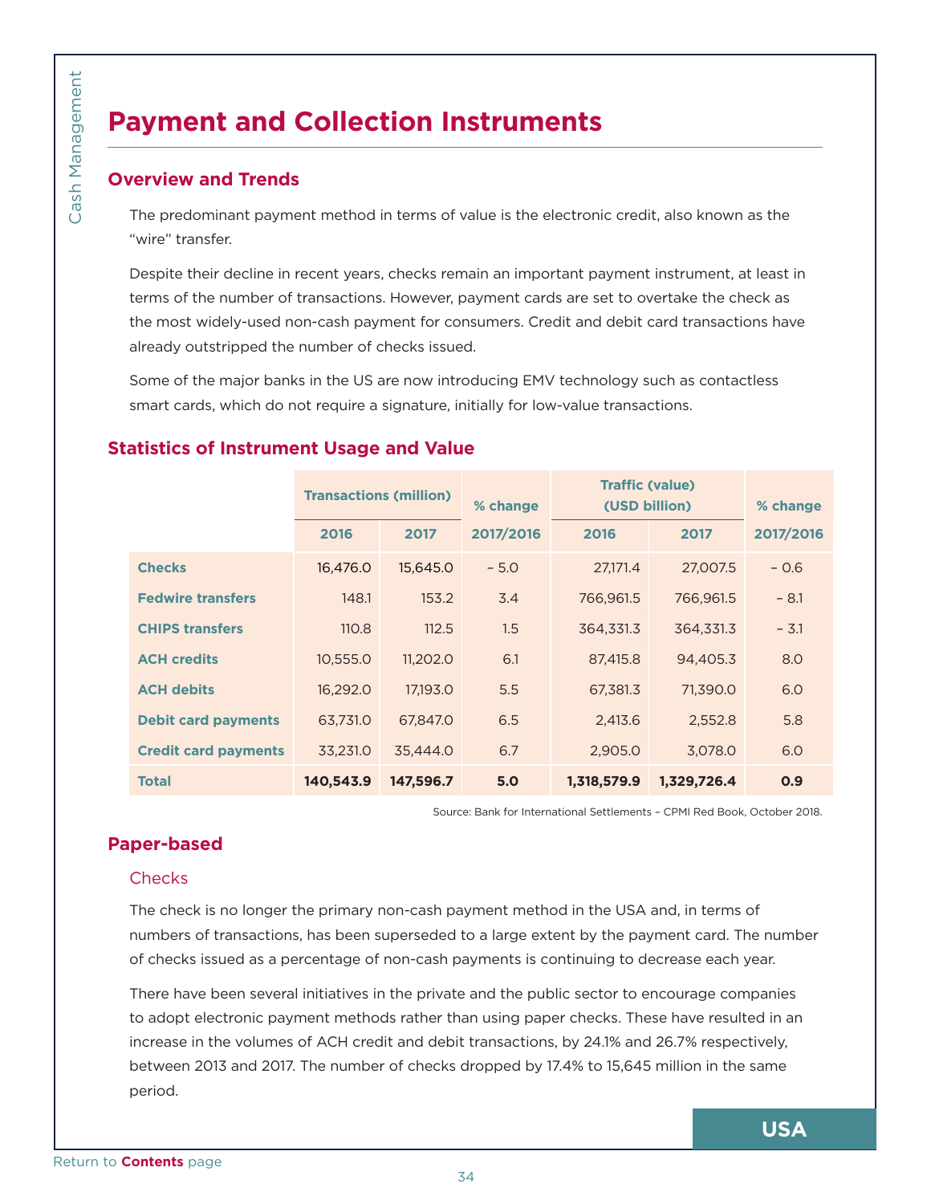## Payment and Collection Instruments

### Overview and Trends

The predominant payment method in terms of value is the electronic credit, also known as the "wire" transfer.

Despite their decline in recent years, checks remain an important payment instrument, at least in terms of the number of transactions. However, payment cards are set to overtake the check as the most widely-used non-cash payment for consumers. Credit and debit card transactions have already outstripped the number of checks issued.

Some of the major banks in the US are now introducing EMV technology such as contactless smart cards, which do not require a signature, initially for low-value transactions.

### Statistics of Instrument Usage and Value

| | Transactions (million) | | % change | Traffic (value) (USD billion) | | % change |
|---|---|---|---|---|---|---|
| | 2016 | 2017 | 2017/2016 | 2016 | 2017 | 2017/2016 |
| **Checks** | 16,476.0 | 15,645.0 | – 5.0 | 27,171.4 | 27,007.5 | – 0.6 |
| **Fedwire transfers** | 148.1 | 153.2 | 3.4 | 766,961.5 | 766,961.5 | – 8.1 |
| **CHIPS transfers** | 110.8 | 112.5 | 1.5 | 364,331.3 | 364,331.3 | – 3.1 |
| **ACH credits** | 10,555.0 | 11,202.0 | 6.1 | 87,415.8 | 94,405.3 | 8.0 |
| **ACH debits** | 16,292.0 | 17,193.0 | 5.5 | 67,381.3 | 71,390.0 | 6.0 |
| **Debit card payments** | 63,731.0 | 67,847.0 | 6.5 | 2,413.6 | 2,552.8 | 5.8 |
| **Credit card payments** | 33,231.0 | 35,444.0 | 6.7 | 2,905.0 | 3,078.0 | 6.0 |
| **Total** | **140,543.9** | **147,596.7** | **5.0** | **1,318,579.9** | **1,329,726.4** | **0.9** |

Source: Bank for International Settlements – CPMI Red Book, October 2018.

### Paper-based

#### Checks

The check is no longer the primary non-cash payment method in the USA and, in terms of numbers of transactions, has been superseded to a large extent by the payment card. The number of checks issued as a percentage of non-cash payments is continuing to decrease each year.

There have been several initiatives in the private and the public sector to encourage companies to adopt electronic payment methods rather than using paper checks. These have resulted in an increase in the volumes of ACH credit and debit transactions, by 24.1% and 26.7% respectively, between 2013 and 2017. The number of checks dropped by 17.4% to 15,645 million in the same period.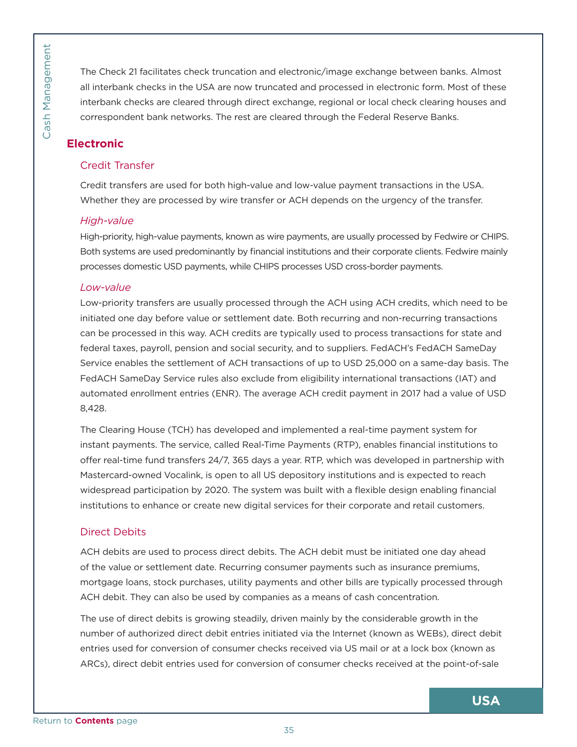The Check 21 facilitates check truncation and electronic/image exchange between banks. Almost all interbank checks in the USA are now truncated and processed in electronic form. Most of these interbank checks are cleared through direct exchange, regional or local check clearing houses and correspondent bank networks. The rest are cleared through the Federal Reserve Banks.

## Electronic

### Credit Transfer

Credit transfers are used for both high-value and low-value payment transactions in the USA. Whether they are processed by wire transfer or ACH depends on the urgency of the transfer.

#### *High-value*

High-priority, high-value payments, known as wire payments, are usually processed by Fedwire or CHIPS. Both systems are used predominantly by financial institutions and their corporate clients. Fedwire mainly processes domestic USD payments, while CHIPS processes USD cross-border payments.

#### *Low-value*

Low-priority transfers are usually processed through the ACH using ACH credits, which need to be initiated one day before value or settlement date. Both recurring and non-recurring transactions can be processed in this way. ACH credits are typically used to process transactions for state and federal taxes, payroll, pension and social security, and to suppliers. FedACH's FedACH SameDay Service enables the settlement of ACH transactions of up to USD 25,000 on a same-day basis. The FedACH SameDay Service rules also exclude from eligibility international transactions (IAT) and automated enrollment entries (ENR). The average ACH credit payment in 2017 had a value of USD 8,428.

The Clearing House (TCH) has developed and implemented a real-time payment system for instant payments. The service, called Real-Time Payments (RTP), enables financial institutions to offer real-time fund transfers 24/7, 365 days a year. RTP, which was developed in partnership with Mastercard-owned Vocalink, is open to all US depository institutions and is expected to reach widespread participation by 2020. The system was built with a flexible design enabling financial institutions to enhance or create new digital services for their corporate and retail customers.

### Direct Debits

ACH debits are used to process direct debits. The ACH debit must be initiated one day ahead of the value or settlement date. Recurring consumer payments such as insurance premiums, mortgage loans, stock purchases, utility payments and other bills are typically processed through ACH debit. They can also be used by companies as a means of cash concentration.

The use of direct debits is growing steadily, driven mainly by the considerable growth in the number of authorized direct debit entries initiated via the Internet (known as WEBs), direct debit entries used for conversion of consumer checks received via US mail or at a lock box (known as ARCs), direct debit entries used for conversion of consumer checks received at the point-of-sale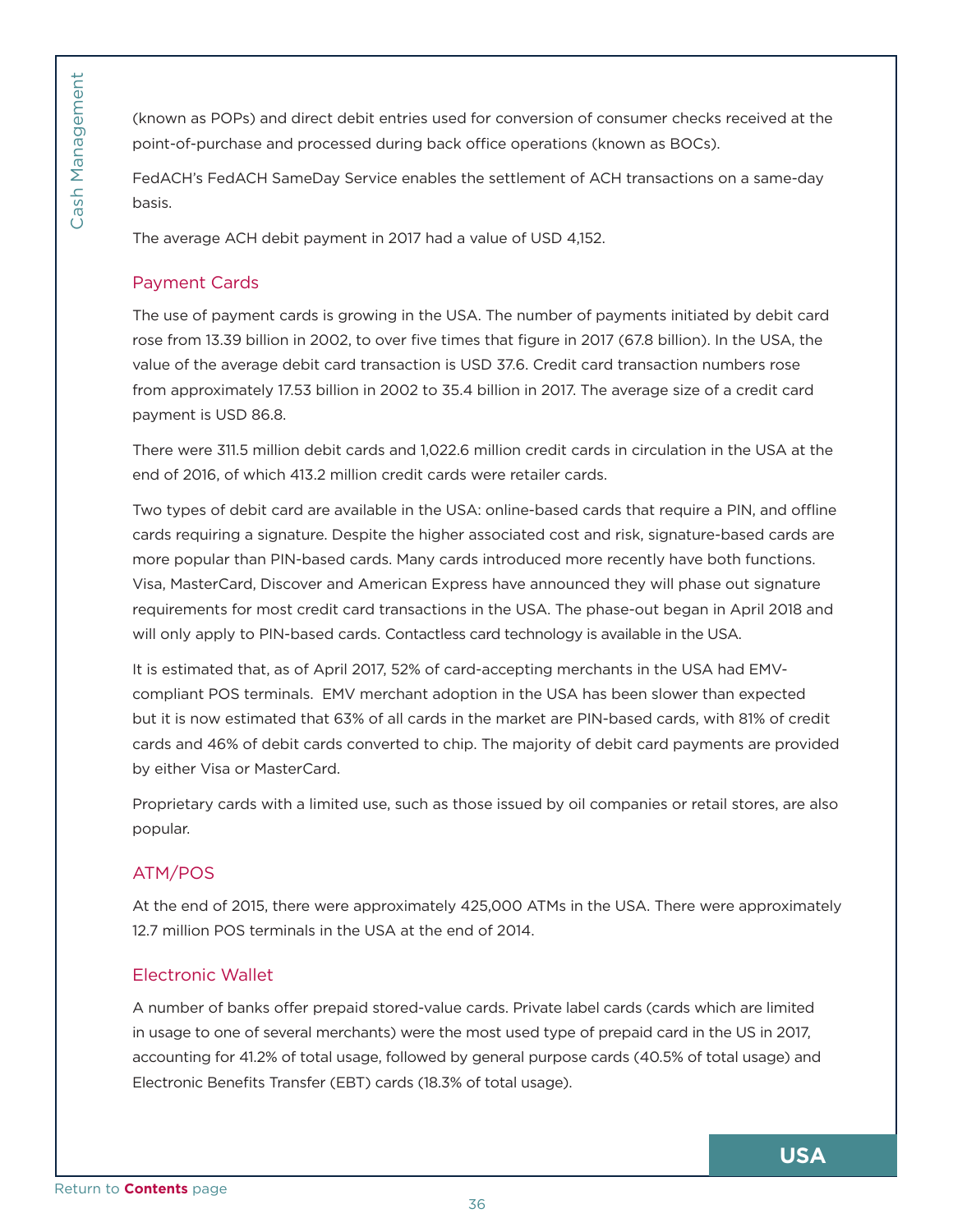(known as POPs) and direct debit entries used for conversion of consumer checks received at the point-of-purchase and processed during back office operations (known as BOCs).

FedACH's FedACH SameDay Service enables the settlement of ACH transactions on a same-day basis.

The average ACH debit payment in 2017 had a value of USD 4,152.

## Payment Cards

The use of payment cards is growing in the USA. The number of payments initiated by debit card rose from 13.39 billion in 2002, to over five times that figure in 2017 (67.8 billion). In the USA, the value of the average debit card transaction is USD 37.6. Credit card transaction numbers rose from approximately 17.53 billion in 2002 to 35.4 billion in 2017. The average size of a credit card payment is USD 86.8.

There were 311.5 million debit cards and 1,022.6 million credit cards in circulation in the USA at the end of 2016, of which 413.2 million credit cards were retailer cards.

Two types of debit card are available in the USA: online-based cards that require a PIN, and offline cards requiring a signature. Despite the higher associated cost and risk, signature-based cards are more popular than PIN-based cards. Many cards introduced more recently have both functions. Visa, MasterCard, Discover and American Express have announced they will phase out signature requirements for most credit card transactions in the USA. The phase-out began in April 2018 and will only apply to PIN-based cards. Contactless card technology is available in the USA.

It is estimated that, as of April 2017, 52% of card-accepting merchants in the USA had EMV-compliant POS terminals. EMV merchant adoption in the USA has been slower than expected but it is now estimated that 63% of all cards in the market are PIN-based cards, with 81% of credit cards and 46% of debit cards converted to chip. The majority of debit card payments are provided by either Visa or MasterCard.

Proprietary cards with a limited use, such as those issued by oil companies or retail stores, are also popular.

## ATM/POS

At the end of 2015, there were approximately 425,000 ATMs in the USA. There were approximately 12.7 million POS terminals in the USA at the end of 2014.

## Electronic Wallet

A number of banks offer prepaid stored-value cards. Private label cards (cards which are limited in usage to one of several merchants) were the most used type of prepaid card in the US in 2017, accounting for 41.2% of total usage, followed by general purpose cards (40.5% of total usage) and Electronic Benefits Transfer (EBT) cards (18.3% of total usage).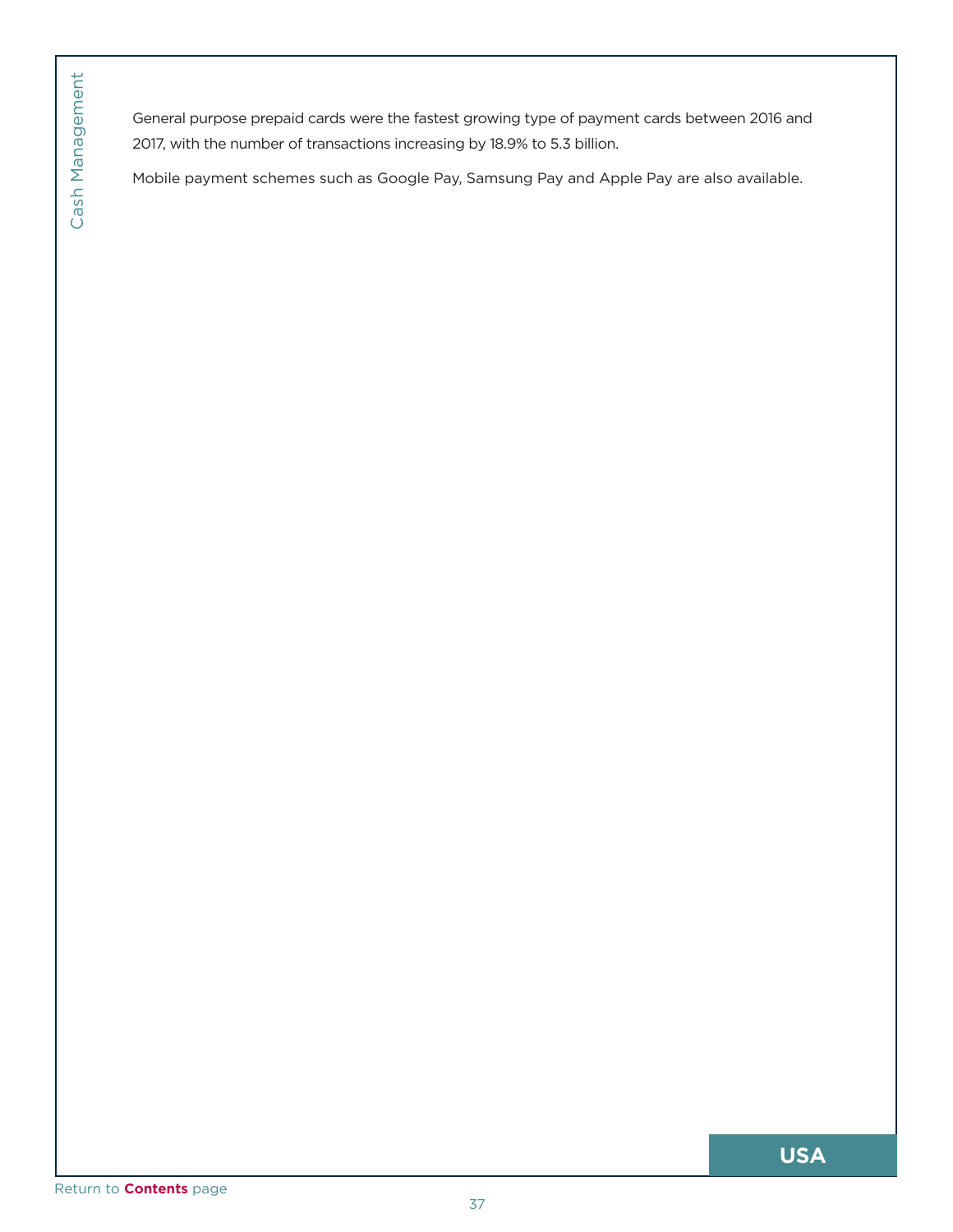General purpose prepaid cards were the fastest growing type of payment cards between 2016 and 2017, with the number of transactions increasing by 18.9% to 5.3 billion.

Mobile payment schemes such as Google Pay, Samsung Pay and Apple Pay are also available.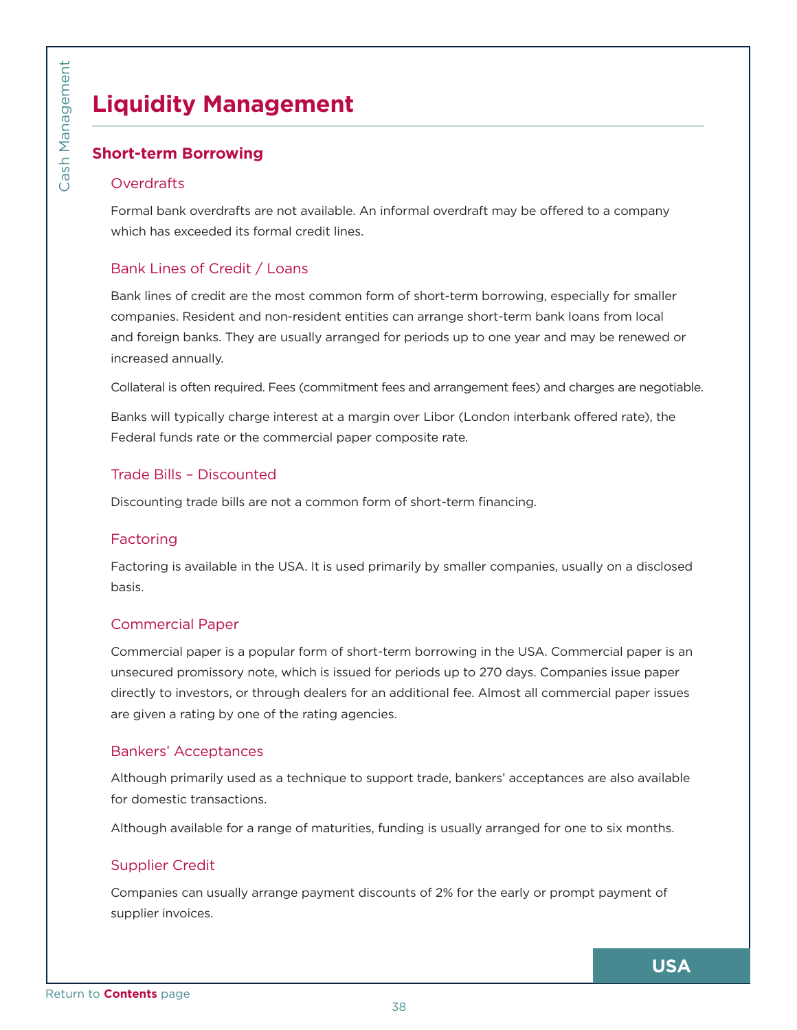# Liquidity Management

## Short-term Borrowing

### Overdrafts

Formal bank overdrafts are not available. An informal overdraft may be offered to a company which has exceeded its formal credit lines.

### Bank Lines of Credit / Loans

Bank lines of credit are the most common form of short-term borrowing, especially for smaller companies. Resident and non-resident entities can arrange short-term bank loans from local and foreign banks. They are usually arranged for periods up to one year and may be renewed or increased annually.

Collateral is often required. Fees (commitment fees and arrangement fees) and charges are negotiable.

Banks will typically charge interest at a margin over Libor (London interbank offered rate), the Federal funds rate or the commercial paper composite rate.

### Trade Bills – Discounted

Discounting trade bills are not a common form of short-term financing.

### Factoring

Factoring is available in the USA. It is used primarily by smaller companies, usually on a disclosed basis.

### Commercial Paper

Commercial paper is a popular form of short-term borrowing in the USA. Commercial paper is an unsecured promissory note, which is issued for periods up to 270 days. Companies issue paper directly to investors, or through dealers for an additional fee. Almost all commercial paper issues are given a rating by one of the rating agencies.

### Bankers' Acceptances

Although primarily used as a technique to support trade, bankers' acceptances are also available for domestic transactions.

Although available for a range of maturities, funding is usually arranged for one to six months.

### Supplier Credit

Companies can usually arrange payment discounts of 2% for the early or prompt payment of supplier invoices.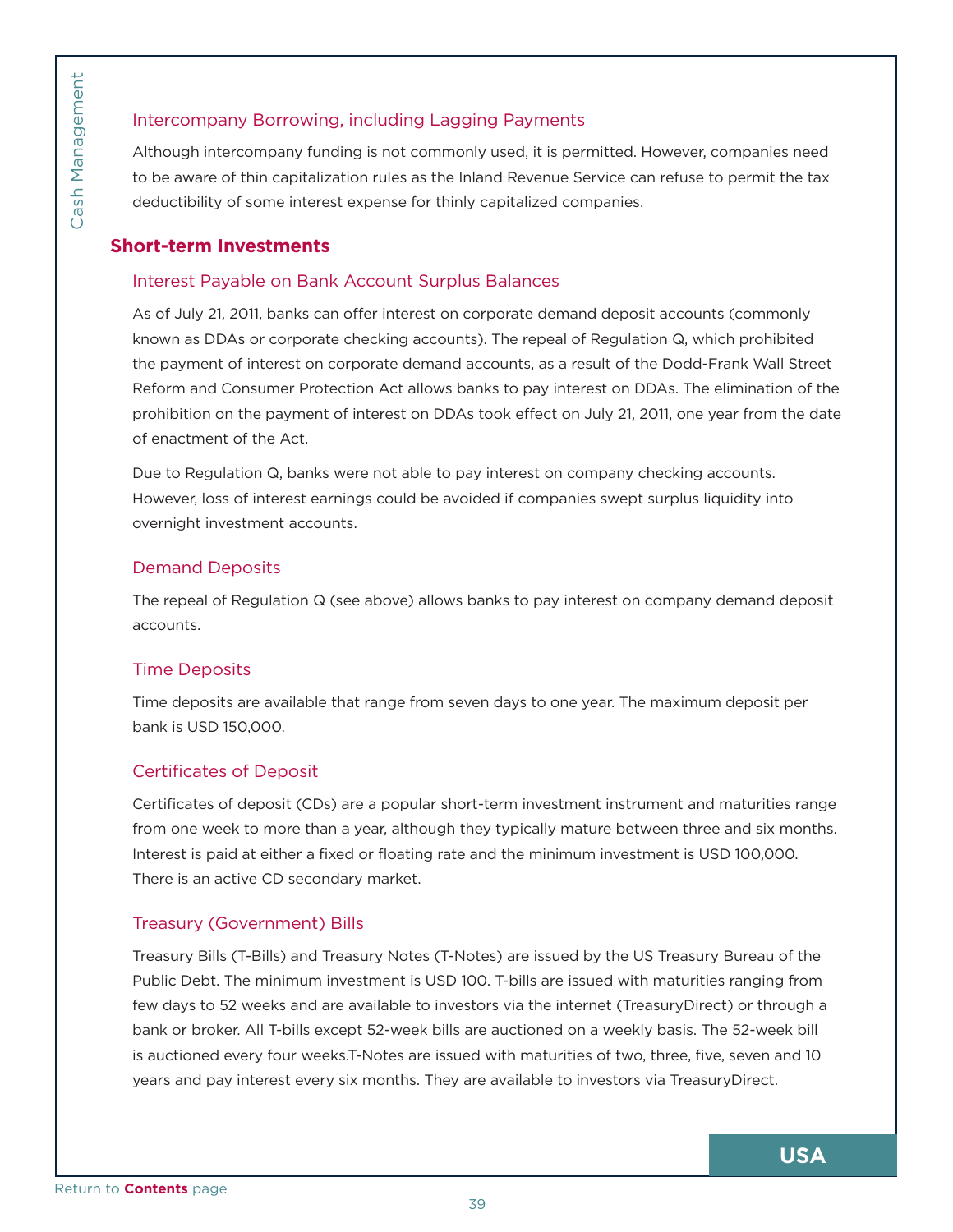### Intercompany Borrowing, including Lagging Payments

Although intercompany funding is not commonly used, it is permitted. However, companies need to be aware of thin capitalization rules as the Inland Revenue Service can refuse to permit the tax deductibility of some interest expense for thinly capitalized companies.

## Short-term Investments

### Interest Payable on Bank Account Surplus Balances

As of July 21, 2011, banks can offer interest on corporate demand deposit accounts (commonly known as DDAs or corporate checking accounts). The repeal of Regulation Q, which prohibited the payment of interest on corporate demand accounts, as a result of the Dodd-Frank Wall Street Reform and Consumer Protection Act allows banks to pay interest on DDAs. The elimination of the prohibition on the payment of interest on DDAs took effect on July 21, 2011, one year from the date of enactment of the Act.

Due to Regulation Q, banks were not able to pay interest on company checking accounts. However, loss of interest earnings could be avoided if companies swept surplus liquidity into overnight investment accounts.

### Demand Deposits

The repeal of Regulation Q (see above) allows banks to pay interest on company demand deposit accounts.

### Time Deposits

Time deposits are available that range from seven days to one year. The maximum deposit per bank is USD 150,000.

### Certificates of Deposit

Certificates of deposit (CDs) are a popular short-term investment instrument and maturities range from one week to more than a year, although they typically mature between three and six months. Interest is paid at either a fixed or floating rate and the minimum investment is USD 100,000. There is an active CD secondary market.

### Treasury (Government) Bills

Treasury Bills (T-Bills) and Treasury Notes (T-Notes) are issued by the US Treasury Bureau of the Public Debt. The minimum investment is USD 100. T-bills are issued with maturities ranging from few days to 52 weeks and are available to investors via the internet (TreasuryDirect) or through a bank or broker. All T-bills except 52-week bills are auctioned on a weekly basis. The 52-week bill is auctioned every four weeks.T-Notes are issued with maturities of two, three, five, seven and 10 years and pay interest every six months. They are available to investors via TreasuryDirect.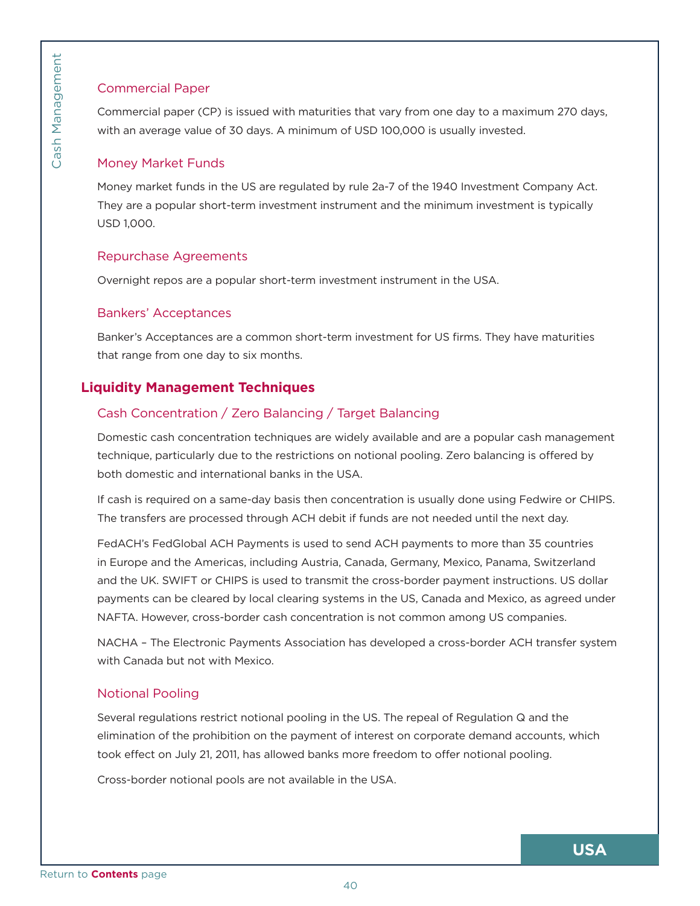### Commercial Paper

Commercial paper (CP) is issued with maturities that vary from one day to a maximum 270 days, with an average value of 30 days. A minimum of USD 100,000 is usually invested.

### Money Market Funds

Money market funds in the US are regulated by rule 2a-7 of the 1940 Investment Company Act. They are a popular short-term investment instrument and the minimum investment is typically USD 1,000.

### Repurchase Agreements

Overnight repos are a popular short-term investment instrument in the USA.

### Bankers' Acceptances

Banker's Acceptances are a common short-term investment for US firms. They have maturities that range from one day to six months.

## Liquidity Management Techniques

### Cash Concentration / Zero Balancing / Target Balancing

Domestic cash concentration techniques are widely available and are a popular cash management technique, particularly due to the restrictions on notional pooling. Zero balancing is offered by both domestic and international banks in the USA.

If cash is required on a same-day basis then concentration is usually done using Fedwire or CHIPS. The transfers are processed through ACH debit if funds are not needed until the next day.

FedACH's FedGlobal ACH Payments is used to send ACH payments to more than 35 countries in Europe and the Americas, including Austria, Canada, Germany, Mexico, Panama, Switzerland and the UK. SWIFT or CHIPS is used to transmit the cross-border payment instructions. US dollar payments can be cleared by local clearing systems in the US, Canada and Mexico, as agreed under NAFTA. However, cross-border cash concentration is not common among US companies.

NACHA – The Electronic Payments Association has developed a cross-border ACH transfer system with Canada but not with Mexico.

### Notional Pooling

Several regulations restrict notional pooling in the US. The repeal of Regulation Q and the elimination of the prohibition on the payment of interest on corporate demand accounts, which took effect on July 21, 2011, has allowed banks more freedom to offer notional pooling.

Cross-border notional pools are not available in the USA.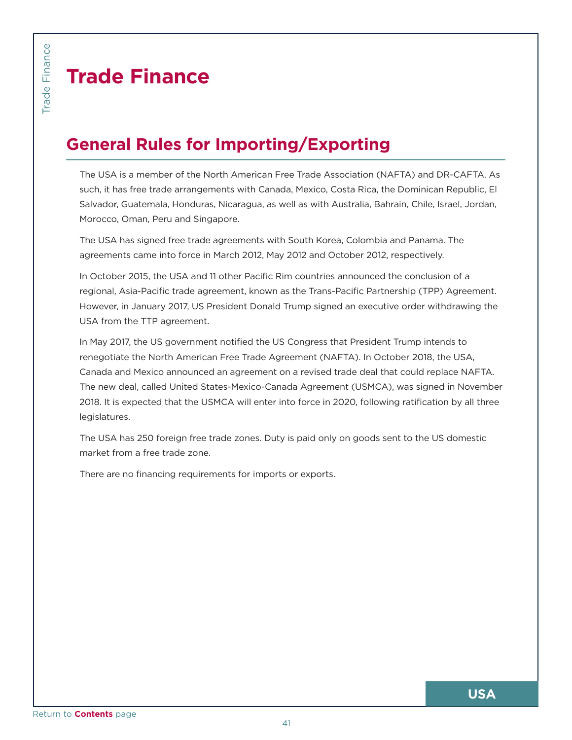# Trade Finance

## General Rules for Importing/Exporting

The USA is a member of the North American Free Trade Association (NAFTA) and DR-CAFTA. As such, it has free trade arrangements with Canada, Mexico, Costa Rica, the Dominican Republic, El Salvador, Guatemala, Honduras, Nicaragua, as well as with Australia, Bahrain, Chile, Israel, Jordan, Morocco, Oman, Peru and Singapore.

The USA has signed free trade agreements with South Korea, Colombia and Panama. The agreements came into force in March 2012, May 2012 and October 2012, respectively.

In October 2015, the USA and 11 other Pacific Rim countries announced the conclusion of a regional, Asia-Pacific trade agreement, known as the Trans-Pacific Partnership (TPP) Agreement. However, in January 2017, US President Donald Trump signed an executive order withdrawing the USA from the TTP agreement.

In May 2017, the US government notified the US Congress that President Trump intends to renegotiate the North American Free Trade Agreement (NAFTA). In October 2018, the USA, Canada and Mexico announced an agreement on a revised trade deal that could replace NAFTA. The new deal, called United States-Mexico-Canada Agreement (USMCA), was signed in November 2018. It is expected that the USMCA will enter into force in 2020, following ratification by all three legislatures.

The USA has 250 foreign free trade zones. Duty is paid only on goods sent to the US domestic market from a free trade zone.

There are no financing requirements for imports or exports.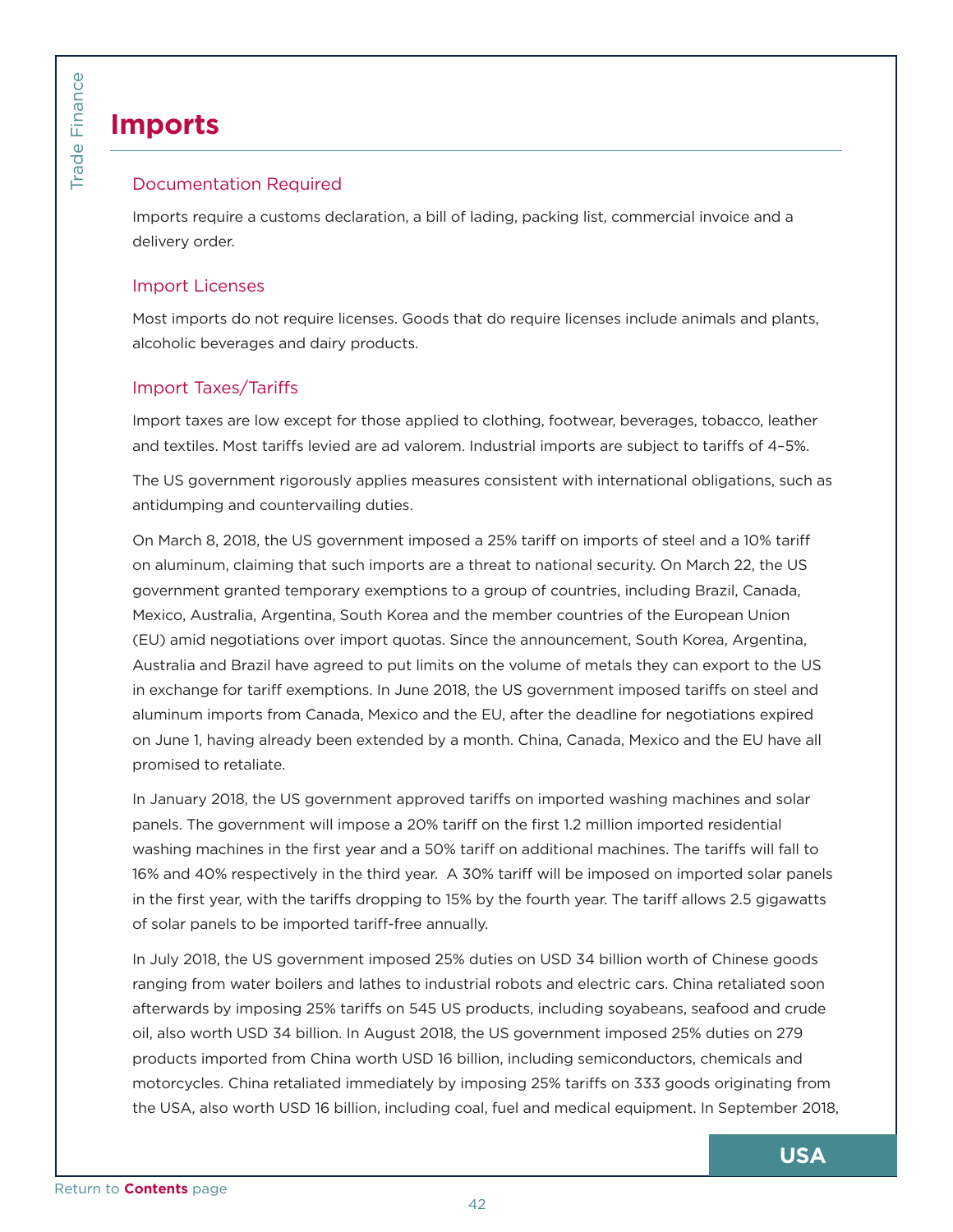# Imports

## Documentation Required

Imports require a customs declaration, a bill of lading, packing list, commercial invoice and a delivery order.

## Import Licenses

Most imports do not require licenses. Goods that do require licenses include animals and plants, alcoholic beverages and dairy products.

## Import Taxes/Tariffs

Import taxes are low except for those applied to clothing, footwear, beverages, tobacco, leather and textiles. Most tariffs levied are ad valorem. Industrial imports are subject to tariffs of 4–5%.

The US government rigorously applies measures consistent with international obligations, such as antidumping and countervailing duties.

On March 8, 2018, the US government imposed a 25% tariff on imports of steel and a 10% tariff on aluminum, claiming that such imports are a threat to national security. On March 22, the US government granted temporary exemptions to a group of countries, including Brazil, Canada, Mexico, Australia, Argentina, South Korea and the member countries of the European Union (EU) amid negotiations over import quotas. Since the announcement, South Korea, Argentina, Australia and Brazil have agreed to put limits on the volume of metals they can export to the US in exchange for tariff exemptions. In June 2018, the US government imposed tariffs on steel and aluminum imports from Canada, Mexico and the EU, after the deadline for negotiations expired on June 1, having already been extended by a month. China, Canada, Mexico and the EU have all promised to retaliate.

In January 2018, the US government approved tariffs on imported washing machines and solar panels. The government will impose a 20% tariff on the first 1.2 million imported residential washing machines in the first year and a 50% tariff on additional machines. The tariffs will fall to 16% and 40% respectively in the third year. A 30% tariff will be imposed on imported solar panels in the first year, with the tariffs dropping to 15% by the fourth year. The tariff allows 2.5 gigawatts of solar panels to be imported tariff-free annually.

In July 2018, the US government imposed 25% duties on USD 34 billion worth of Chinese goods ranging from water boilers and lathes to industrial robots and electric cars. China retaliated soon afterwards by imposing 25% tariffs on 545 US products, including soyabeans, seafood and crude oil, also worth USD 34 billion. In August 2018, the US government imposed 25% duties on 279 products imported from China worth USD 16 billion, including semiconductors, chemicals and motorcycles. China retaliated immediately by imposing 25% tariffs on 333 goods originating from the USA, also worth USD 16 billion, including coal, fuel and medical equipment. In September 2018,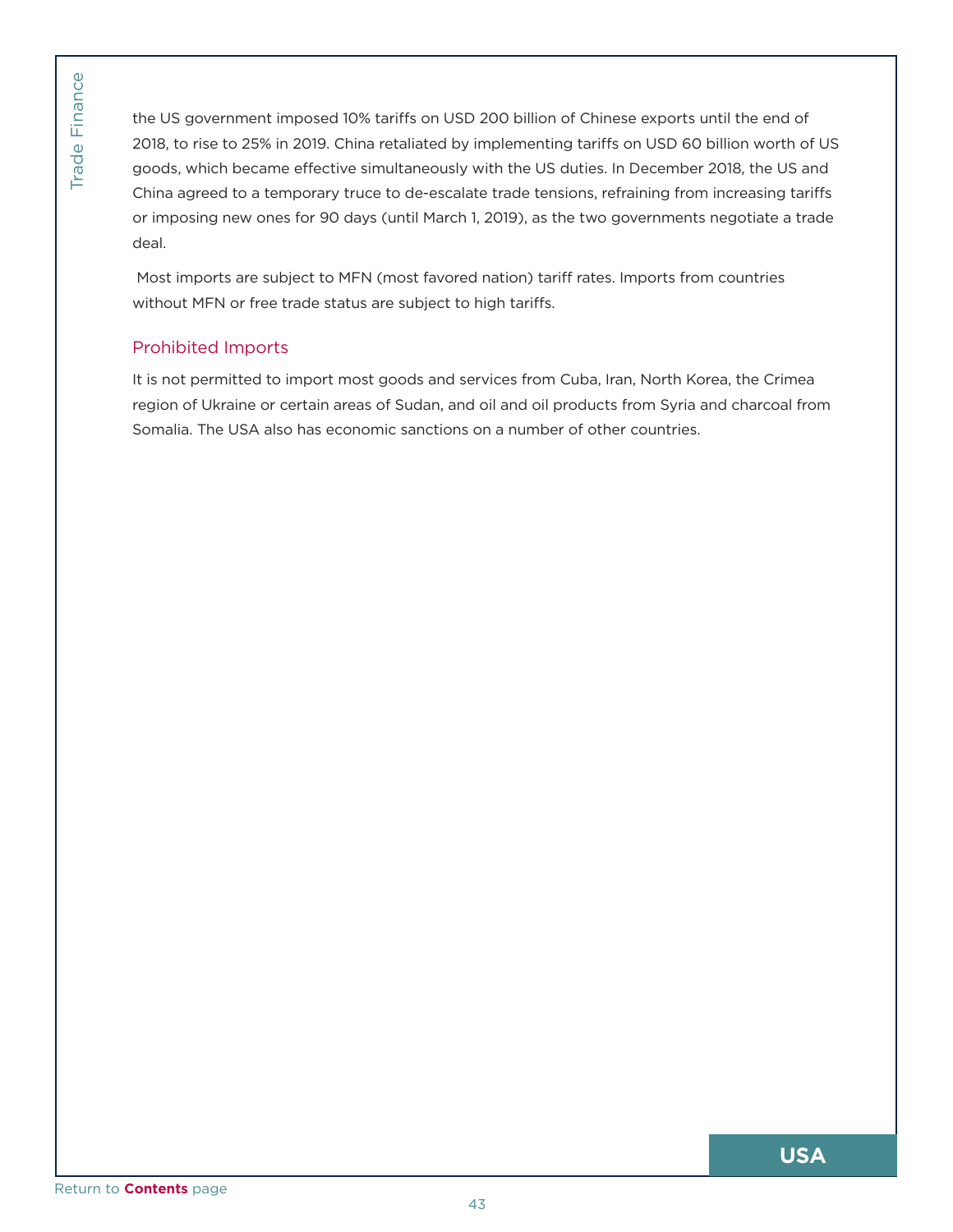the US government imposed 10% tariffs on USD 200 billion of Chinese exports until the end of 2018, to rise to 25% in 2019. China retaliated by implementing tariffs on USD 60 billion worth of US goods, which became effective simultaneously with the US duties. In December 2018, the US and China agreed to a temporary truce to de-escalate trade tensions, refraining from increasing tariffs or imposing new ones for 90 days (until March 1, 2019), as the two governments negotiate a trade deal.

Most imports are subject to MFN (most favored nation) tariff rates. Imports from countries without MFN or free trade status are subject to high tariffs.

## Prohibited Imports

It is not permitted to import most goods and services from Cuba, Iran, North Korea, the Crimea region of Ukraine or certain areas of Sudan, and oil and oil products from Syria and charcoal from Somalia. The USA also has economic sanctions on a number of other countries.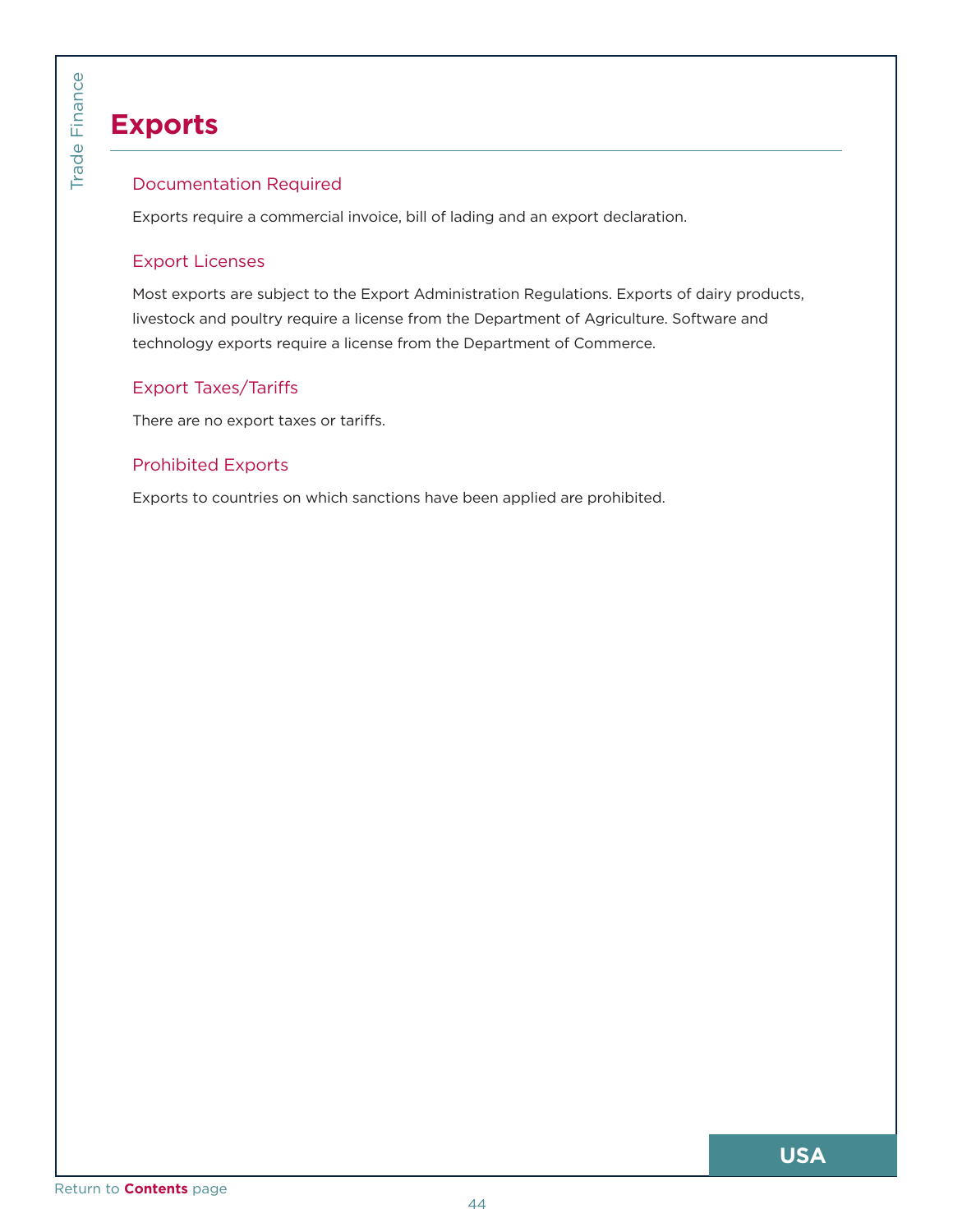# Exports

## Documentation Required

Exports require a commercial invoice, bill of lading and an export declaration.

## Export Licenses

Most exports are subject to the Export Administration Regulations. Exports of dairy products, livestock and poultry require a license from the Department of Agriculture. Software and technology exports require a license from the Department of Commerce.

## Export Taxes/Tariffs

There are no export taxes or tariffs.

## Prohibited Exports

Exports to countries on which sanctions have been applied are prohibited.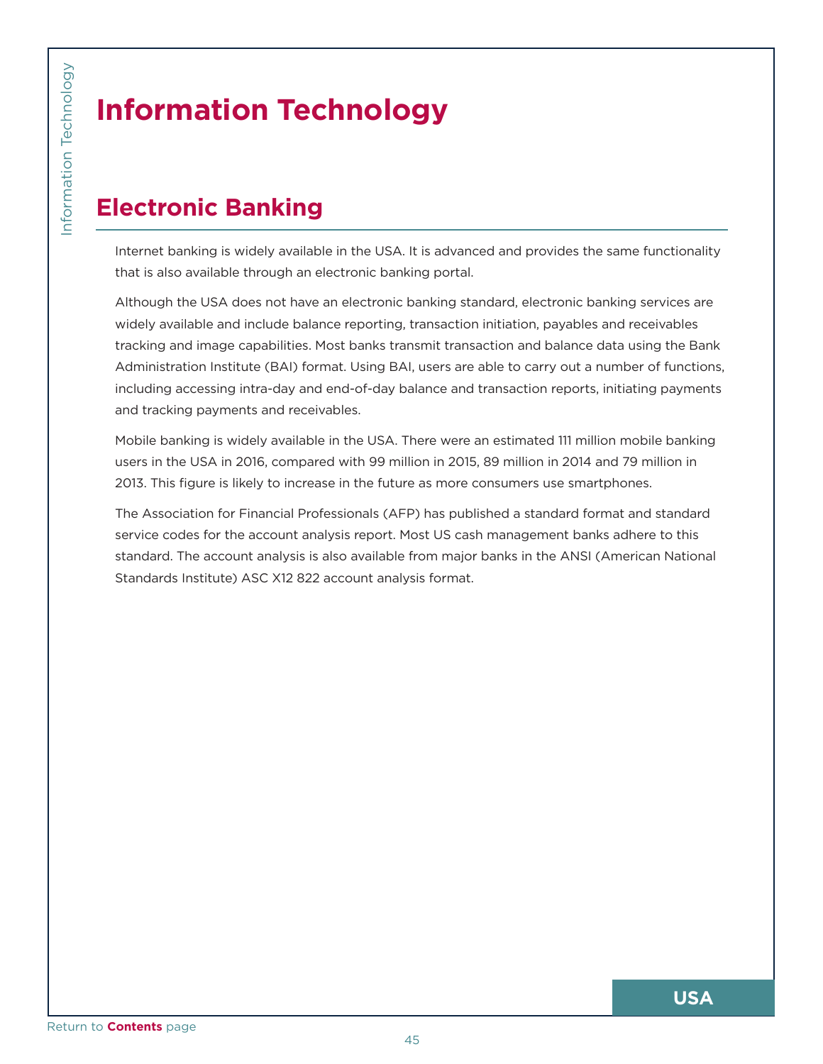# Information Technology

## Electronic Banking

Internet banking is widely available in the USA. It is advanced and provides the same functionality that is also available through an electronic banking portal.

Although the USA does not have an electronic banking standard, electronic banking services are widely available and include balance reporting, transaction initiation, payables and receivables tracking and image capabilities. Most banks transmit transaction and balance data using the Bank Administration Institute (BAI) format. Using BAI, users are able to carry out a number of functions, including accessing intra-day and end-of-day balance and transaction reports, initiating payments and tracking payments and receivables.

Mobile banking is widely available in the USA. There were an estimated 111 million mobile banking users in the USA in 2016, compared with 99 million in 2015, 89 million in 2014 and 79 million in 2013. This figure is likely to increase in the future as more consumers use smartphones.

The Association for Financial Professionals (AFP) has published a standard format and standard service codes for the account analysis report. Most US cash management banks adhere to this standard. The account analysis is also available from major banks in the ANSI (American National Standards Institute) ASC X12 822 account analysis format.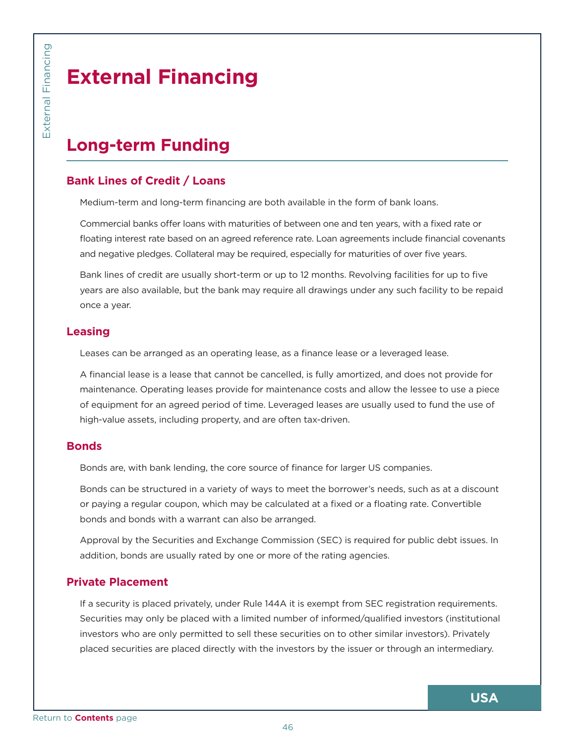# External Financing

## Long-term Funding

### Bank Lines of Credit / Loans

Medium-term and long-term financing are both available in the form of bank loans.

Commercial banks offer loans with maturities of between one and ten years, with a fixed rate or floating interest rate based on an agreed reference rate. Loan agreements include financial covenants and negative pledges. Collateral may be required, especially for maturities of over five years.

Bank lines of credit are usually short-term or up to 12 months. Revolving facilities for up to five years are also available, but the bank may require all drawings under any such facility to be repaid once a year.

### Leasing

Leases can be arranged as an operating lease, as a finance lease or a leveraged lease.

A financial lease is a lease that cannot be cancelled, is fully amortized, and does not provide for maintenance. Operating leases provide for maintenance costs and allow the lessee to use a piece of equipment for an agreed period of time. Leveraged leases are usually used to fund the use of high-value assets, including property, and are often tax-driven.

### Bonds

Bonds are, with bank lending, the core source of finance for larger US companies.

Bonds can be structured in a variety of ways to meet the borrower's needs, such as at a discount or paying a regular coupon, which may be calculated at a fixed or a floating rate. Convertible bonds and bonds with a warrant can also be arranged.

Approval by the Securities and Exchange Commission (SEC) is required for public debt issues. In addition, bonds are usually rated by one or more of the rating agencies.

### Private Placement

If a security is placed privately, under Rule 144A it is exempt from SEC registration requirements. Securities may only be placed with a limited number of informed/qualified investors (institutional investors who are only permitted to sell these securities on to other similar investors). Privately placed securities are placed directly with the investors by the issuer or through an intermediary.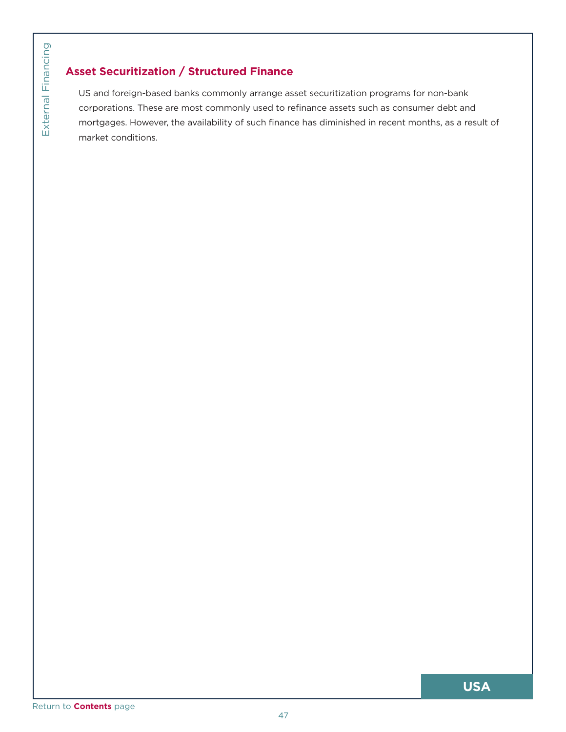## Asset Securitization / Structured Finance

US and foreign-based banks commonly arrange asset securitization programs for non-bank corporations. These are most commonly used to refinance assets such as consumer debt and mortgages. However, the availability of such finance has diminished in recent months, as a result of market conditions.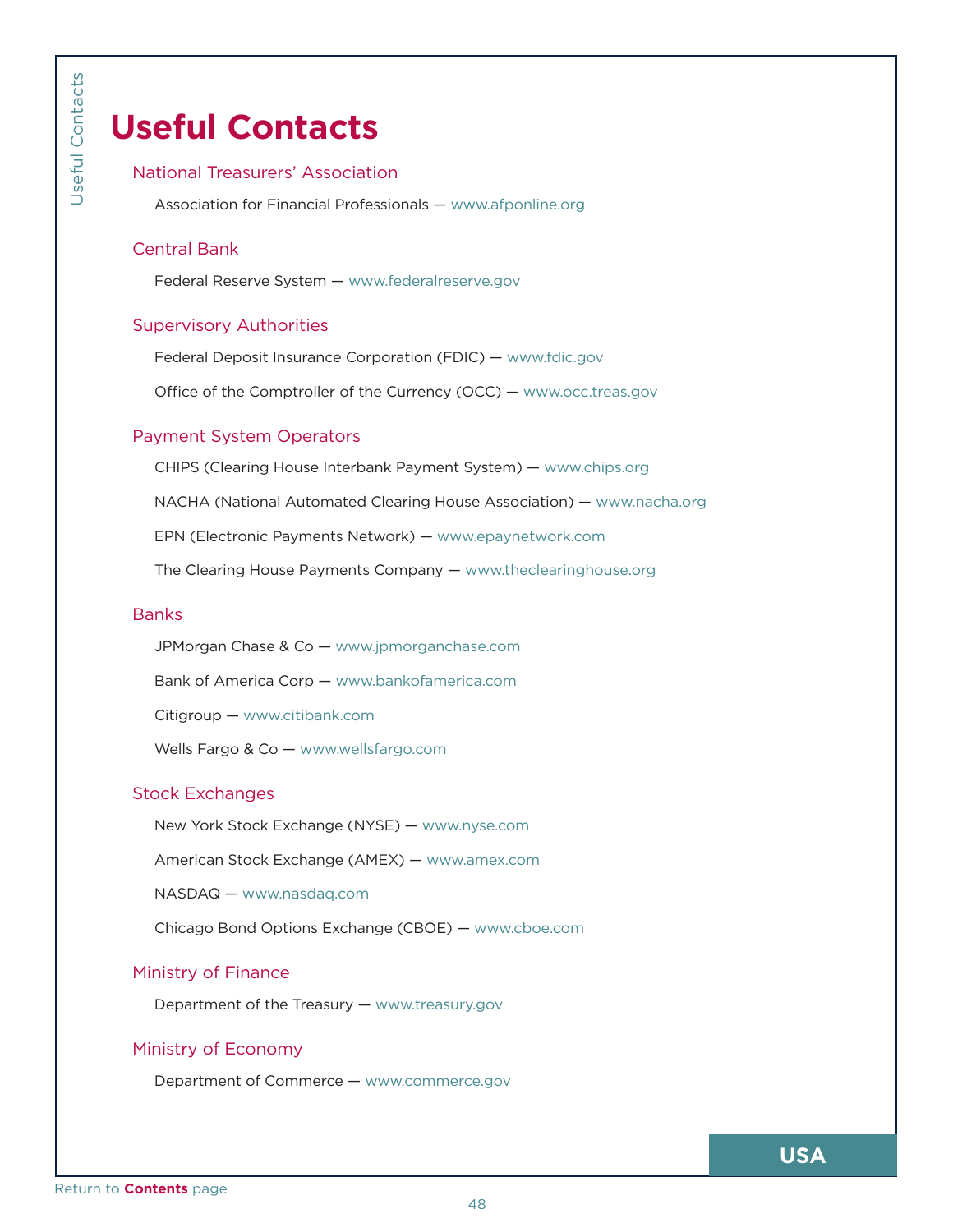# Useful Contacts

## National Treasurers' Association

Association for Financial Professionals — www.afponline.org

## Central Bank

Federal Reserve System — www.federalreserve.gov

## Supervisory Authorities

Federal Deposit Insurance Corporation (FDIC) — www.fdic.gov

Office of the Comptroller of the Currency (OCC) — www.occ.treas.gov

## Payment System Operators

CHIPS (Clearing House Interbank Payment System) — www.chips.org

NACHA (National Automated Clearing House Association) — www.nacha.org

EPN (Electronic Payments Network) — www.epaynetwork.com

The Clearing House Payments Company — www.theclearinghouse.org

## Banks

JPMorgan Chase & Co — www.jpmorganchase.com

Bank of America Corp — www.bankofamerica.com

Citigroup — www.citibank.com

Wells Fargo & Co — www.wellsfargo.com

## Stock Exchanges

New York Stock Exchange (NYSE) — www.nyse.com

American Stock Exchange (AMEX) — www.amex.com

NASDAQ — www.nasdaq.com

Chicago Bond Options Exchange (CBOE) — www.cboe.com

## Ministry of Finance

Department of the Treasury — www.treasury.gov

## Ministry of Economy

Department of Commerce — www.commerce.gov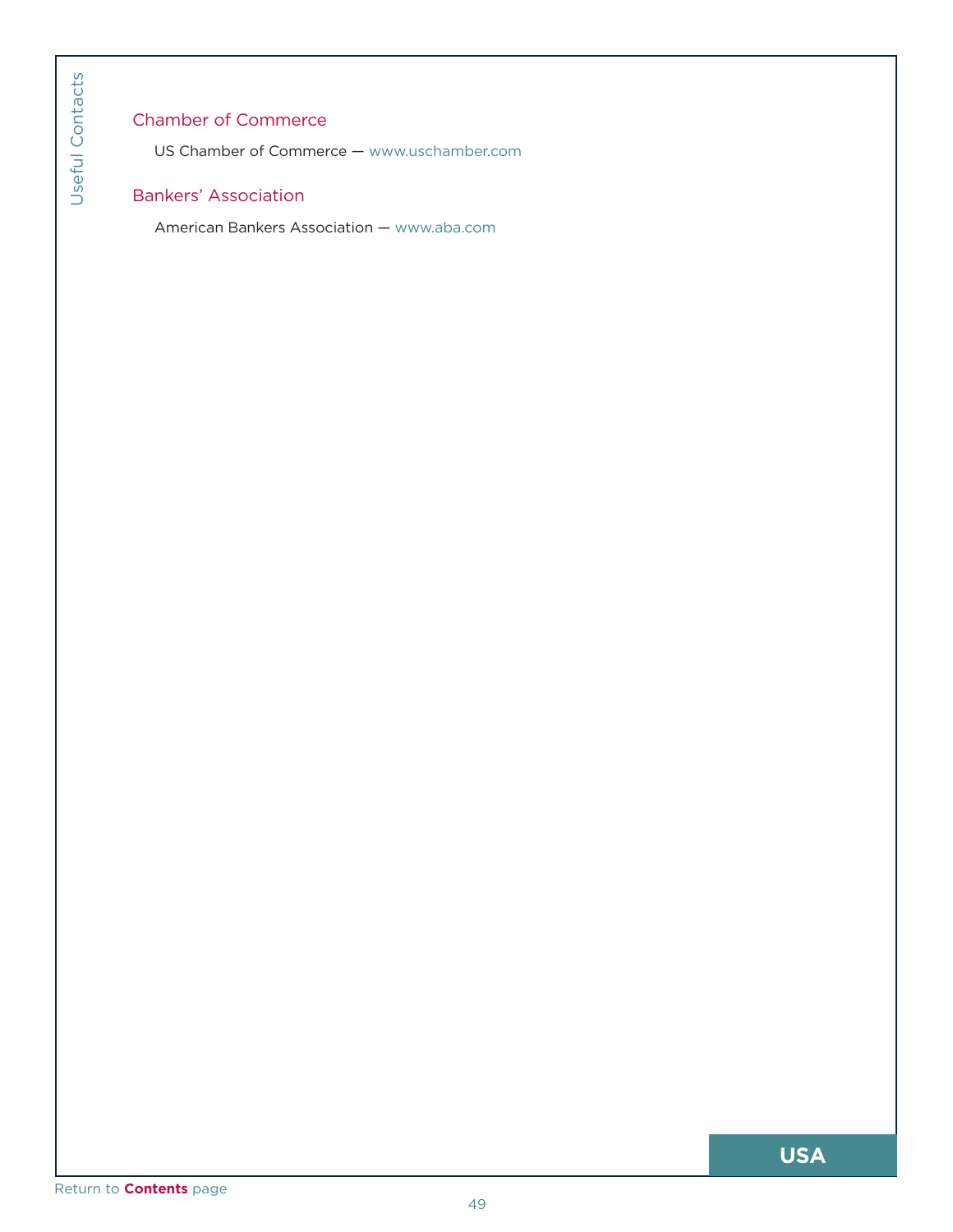### Chamber of Commerce

US Chamber of Commerce — www.uschamber.com

### Bankers' Association

American Bankers Association — www.aba.com